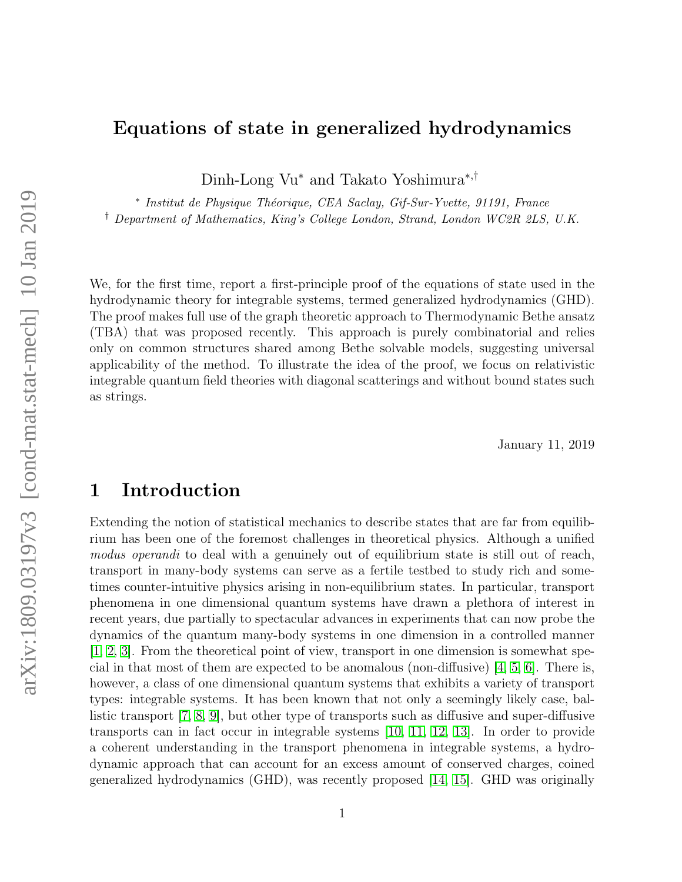# Equations of state in generalized hydrodynamics

Dinh-Long Vu[*] and Takato Yoshimura[*,†]

[*] *Institut de Physique Théorique, CEA Saclay, Gif-Sur-Yvette, 91191, France*
[†] *Department of Mathematics, King's College London, Strand, London WC2R 2LS, U.K.*

We, for the first time, report a first-principle proof of the equations of state used in the hydrodynamic theory for integrable systems, termed generalized hydrodynamics (GHD). The proof makes full use of the graph theoretic approach to Thermodynamic Bethe ansatz (TBA) that was proposed recently. This approach is purely combinatorial and relies only on common structures shared among Bethe solvable models, suggesting universal applicability of the method. To illustrate the idea of the proof, we focus on relativistic integrable quantum field theories with diagonal scatterings and without bound states such as strings.

January 11, 2019

## 1 Introduction

Extending the notion of statistical mechanics to describe states that are far from equilibrium has been one of the foremost challenges in theoretical physics. Although a unified *modus operandi* to deal with a genuinely out of equilibrium state is still out of reach, transport in many-body systems can serve as a fertile testbed to study rich and sometimes counter-intuitive physics arising in non-equilibrium states. In particular, transport phenomena in one dimensional quantum systems have drawn a plethora of interest in recent years, due partially to spectacular advances in experiments that can now probe the dynamics of the quantum many-body systems in one dimension in a controlled manner [1, 2, 3]. From the theoretical point of view, transport in one dimension is somewhat special in that most of them are expected to be anomalous (non-diffusive) [4, 5, 6]. There is, however, a class of one dimensional quantum systems that exhibits a variety of transport types: integrable systems. It has been known that not only a seemingly likely case, ballistic transport [7, 8, 9], but other type of transports such as diffusive and super-diffusive transports can in fact occur in integrable systems [10, 11, 12, 13]. In order to provide a coherent understanding in the transport phenomena in integrable systems, a hydrodynamic approach that can account for an excess amount of conserved charges, coined generalized hydrodynamics (GHD), was recently proposed [14, 15]. GHD was originally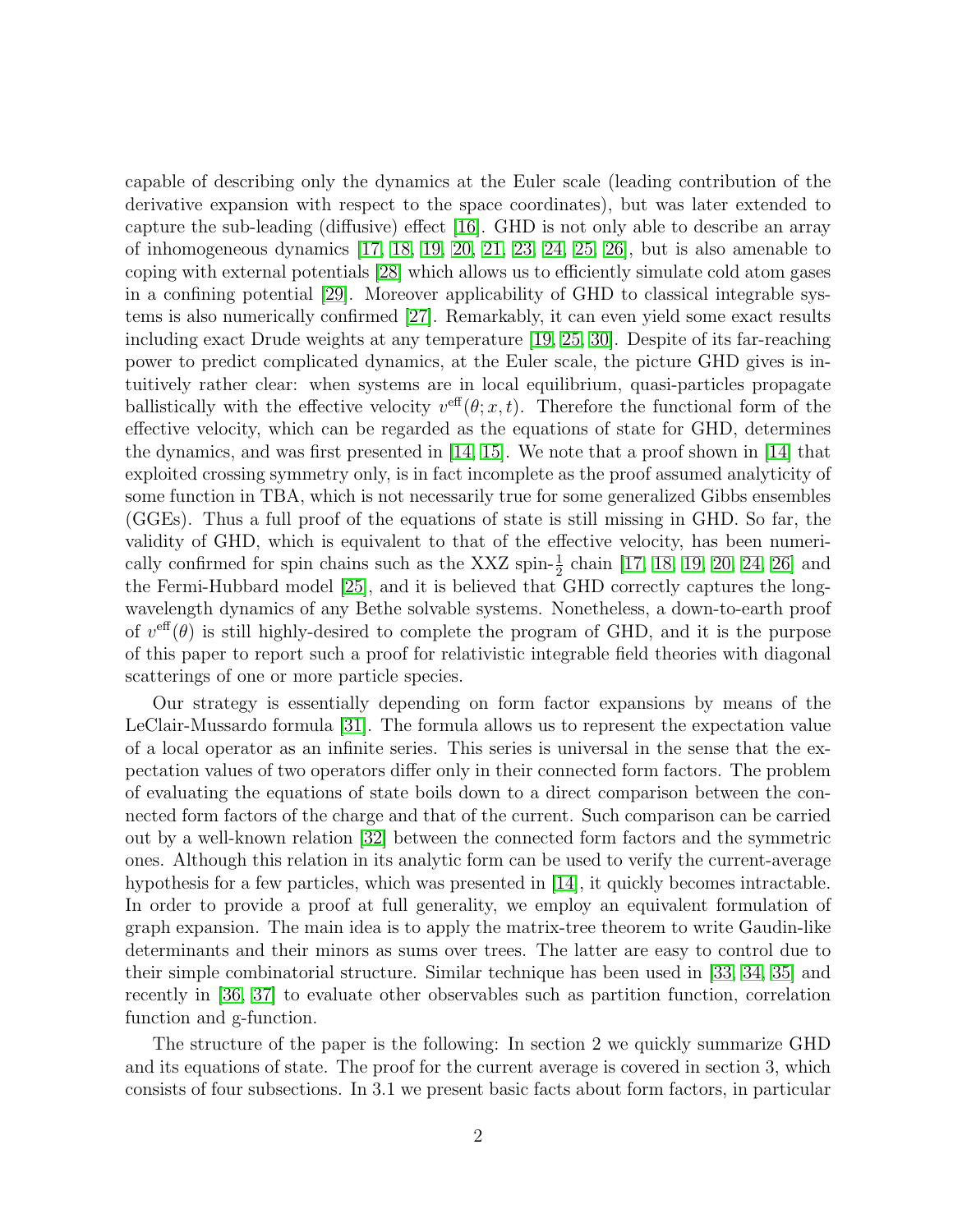capable of describing only the dynamics at the Euler scale (leading contribution of the derivative expansion with respect to the space coordinates), but was later extended to capture the sub-leading (diffusive) effect [16]. GHD is not only able to describe an array of inhomogeneous dynamics [17, 18, 19, 20, 21, 23, 24, 25, 26], but is also amenable to coping with external potentials [28] which allows us to efficiently simulate cold atom gases in a confining potential [29]. Moreover applicability of GHD to classical integrable systems is also numerically confirmed [27]. Remarkably, it can even yield some exact results including exact Drude weights at any temperature [19, 25, 30]. Despite of its far-reaching power to predict complicated dynamics, at the Euler scale, the picture GHD gives is intuitively rather clear: when systems are in local equilibrium, quasi-particles propagate ballistically with the effective velocity $v^{\rm eff}(\theta; x, t)$. Therefore the functional form of the effective velocity, which can be regarded as the equations of state for GHD, determines the dynamics, and was first presented in [14, 15]. We note that a proof shown in [14] that exploited crossing symmetry only, is in fact incomplete as the proof assumed analyticity of some function in TBA, which is not necessarily true for some generalized Gibbs ensembles (GGEs). Thus a full proof of the equations of state is still missing in GHD. So far, the validity of GHD, which is equivalent to that of the effective velocity, has been numerically confirmed for spin chains such as the XXZ spin-$\frac{1}{2}$ chain [17, 18, 19, 20, 24, 26] and the Fermi-Hubbard model [25], and it is believed that GHD correctly captures the long-wavelength dynamics of any Bethe solvable systems. Nonetheless, a down-to-earth proof of $v^{\rm eff}(\theta)$ is still highly-desired to complete the program of GHD, and it is the purpose of this paper to report such a proof for relativistic integrable field theories with diagonal scatterings of one or more particle species.

Our strategy is essentially depending on form factor expansions by means of the LeClair-Mussardo formula [31]. The formula allows us to represent the expectation value of a local operator as an infinite series. This series is universal in the sense that the expectation values of two operators differ only in their connected form factors. The problem of evaluating the equations of state boils down to a direct comparison between the connected form factors of the charge and that of the current. Such comparison can be carried out by a well-known relation [32] between the connected form factors and the symmetric ones. Although this relation in its analytic form can be used to verify the current-average hypothesis for a few particles, which was presented in [14], it quickly becomes intractable. In order to provide a proof at full generality, we employ an equivalent formulation of graph expansion. The main idea is to apply the matrix-tree theorem to write Gaudin-like determinants and their minors as sums over trees. The latter are easy to control due to their simple combinatorial structure. Similar technique has been used in [33, 34, 35] and recently in [36, 37] to evaluate other observables such as partition function, correlation function and g-function.

The structure of the paper is the following: In section 2 we quickly summarize GHD and its equations of state. The proof for the current average is covered in section 3, which consists of four subsections. In 3.1 we present basic facts about form factors, in particular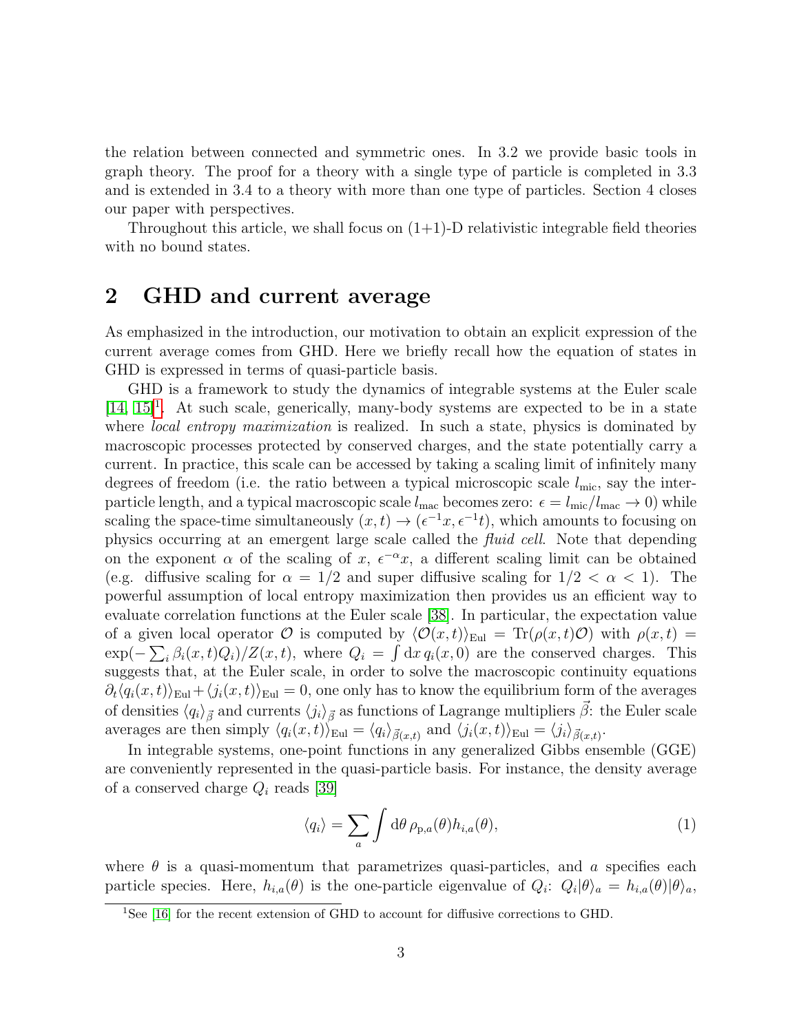the relation between connected and symmetric ones. In 3.2 we provide basic tools in graph theory. The proof for a theory with a single type of particle is completed in 3.3 and is extended in 3.4 to a theory with more than one type of particles. Section 4 closes our paper with perspectives.

Throughout this article, we shall focus on (1+1)-D relativistic integrable field theories with no bound states.

## 2 GHD and current average

As emphasized in the introduction, our motivation to obtain an explicit expression of the current average comes from GHD. Here we briefly recall how the equation of states in GHD is expressed in terms of quasi-particle basis.

GHD is a framework to study the dynamics of integrable systems at the Euler scale [14, 15][1]. At such scale, generically, many-body systems are expected to be in a state where *local entropy maximization* is realized. In such a state, physics is dominated by macroscopic processes protected by conserved charges, and the state potentially carry a current. In practice, this scale can be accessed by taking a scaling limit of infinitely many degrees of freedom (i.e. the ratio between a typical microscopic scale $l_{\rm mic}$, say the inter-particle length, and a typical macroscopic scale $l_{\rm mac}$ becomes zero: $\epsilon = l_{\rm mic}/l_{\rm mac} \to 0$) while scaling the space-time simultaneously $(x,t) \to (\epsilon^{-1}x, \epsilon^{-1}t)$, which amounts to focusing on physics occurring at an emergent large scale called the *fluid cell*. Note that depending on the exponent $\alpha$ of the scaling of $x$, $\epsilon^{-\alpha}x$, a different scaling limit can be obtained (e.g. diffusive scaling for $\alpha = 1/2$ and super diffusive scaling for $1/2 < \alpha < 1$). The powerful assumption of local entropy maximization then provides us an efficient way to evaluate correlation functions at the Euler scale [38]. In particular, the expectation value of a given local operator $\mathcal{O}$ is computed by $\langle \mathcal{O}(x,t)\rangle_{\rm Eul} = {\rm Tr}(\rho(x,t)\mathcal{O})$ with $\rho(x,t) = \exp(-\sum_i \beta_i(x,t)Q_i)/Z(x,t)$, where $Q_i = \int {\rm d}x\, q_i(x,0)$ are the conserved charges. This suggests that, at the Euler scale, in order to solve the macroscopic continuity equations $\partial_t\langle q_i(x,t)\rangle_{\rm Eul} + \langle j_i(x,t)\rangle_{\rm Eul} = 0$, one only has to know the equilibrium form of the averages of densities $\langle q_i\rangle_{\vec{\beta}}$ and currents $\langle j_i\rangle_{\vec{\beta}}$ as functions of Lagrange multipliers $\vec{\beta}$: the Euler scale averages are then simply $\langle q_i(x,t)\rangle_{\rm Eul} = \langle q_i\rangle_{\vec{\beta}(x,t)}$ and $\langle j_i(x,t)\rangle_{\rm Eul} = \langle j_i\rangle_{\vec{\beta}(x,t)}$.

In integrable systems, one-point functions in any generalized Gibbs ensemble (GGE) are conveniently represented in the quasi-particle basis. For instance, the density average of a conserved charge $Q_i$ reads [39]

$$\langle q_i\rangle = \sum_a \int {\rm d}\theta\, \rho_{{\rm p},a}(\theta) h_{i,a}(\theta), \tag{1}$$

where $\theta$ is a quasi-momentum that parametrizes quasi-particles, and $a$ specifies each particle species. Here, $h_{i,a}(\theta)$ is the one-particle eigenvalue of $Q_i$: $Q_i|\theta\rangle_a = h_{i,a}(\theta)|\theta\rangle_a$,

[1] See [16] for the recent extension of GHD to account for diffusive corrections to GHD.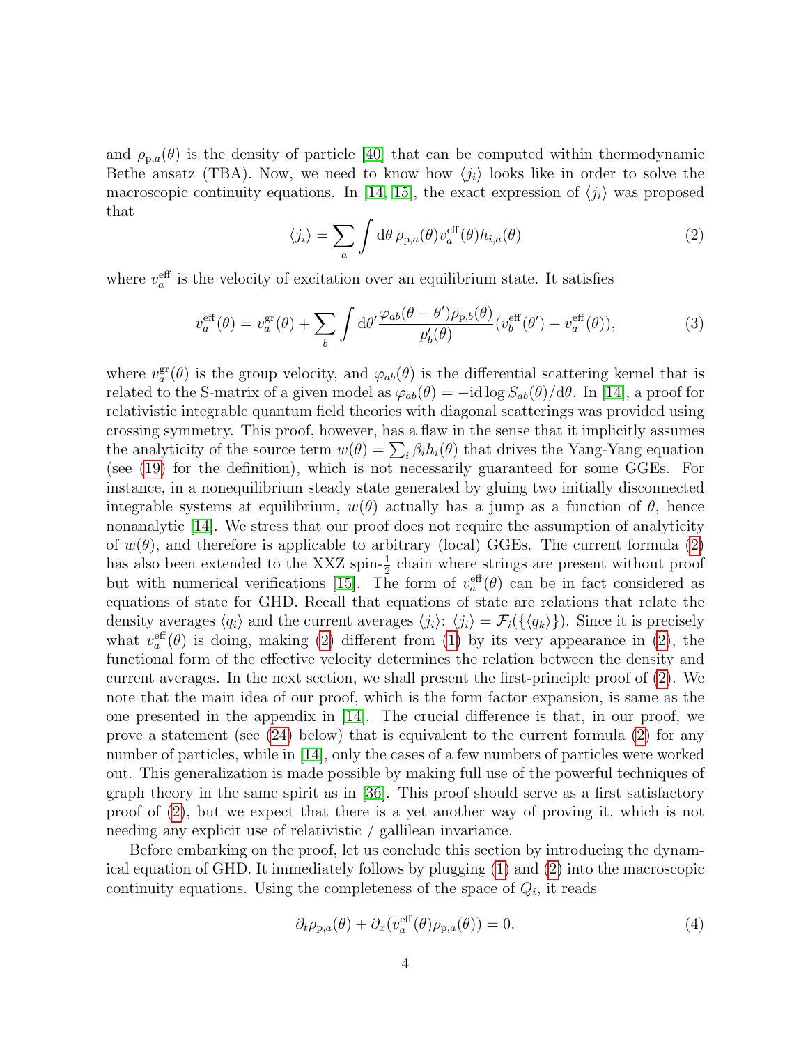and $\rho_{\mathrm{p},a}(\theta)$ is the density of particle [40] that can be computed within thermodynamic Bethe ansatz (TBA). Now, we need to know how $\langle j_i \rangle$ looks like in order to solve the macroscopic continuity equations. In [14, 15], the exact expression of $\langle j_i \rangle$ was proposed that

$$\langle j_i \rangle = \sum_a \int \mathrm{d}\theta \, \rho_{\mathrm{p},a}(\theta) v_a^{\mathrm{eff}}(\theta) h_{i,a}(\theta) \tag{2}$$

where $v_a^{\mathrm{eff}}$ is the velocity of excitation over an equilibrium state. It satisfies

$$v_a^{\mathrm{eff}}(\theta) = v_a^{\mathrm{gr}}(\theta) + \sum_b \int \mathrm{d}\theta' \frac{\varphi_{ab}(\theta - \theta')\rho_{\mathrm{p},b}(\theta)}{p_b'(\theta)} (v_b^{\mathrm{eff}}(\theta') - v_a^{\mathrm{eff}}(\theta)), \tag{3}$$

where $v_a^{\mathrm{gr}}(\theta)$ is the group velocity, and $\varphi_{ab}(\theta)$ is the differential scattering kernel that is related to the S-matrix of a given model as $\varphi_{ab}(\theta) = -\mathrm{i}\mathrm{d}\log S_{ab}(\theta)/\mathrm{d}\theta$. In [14], a proof for relativistic integrable quantum field theories with diagonal scatterings was provided using crossing symmetry. This proof, however, has a flaw in the sense that it implicitly assumes the analyticity of the source term $w(\theta) = \sum_i \beta_i h_i(\theta)$ that drives the Yang-Yang equation (see (19) for the definition), which is not necessarily guaranteed for some GGEs. For instance, in a nonequilibrium steady state generated by gluing two initially disconnected integrable systems at equilibrium, $w(\theta)$ actually has a jump as a function of $\theta$, hence nonanalytic [14]. We stress that our proof does not require the assumption of analyticity of $w(\theta)$, and therefore is applicable to arbitrary (local) GGEs. The current formula (2) has also been extended to the XXZ spin-$\frac{1}{2}$ chain where strings are present without proof but with numerical verifications [15]. The form of $v_a^{\mathrm{eff}}(\theta)$ can be in fact considered as equations of state for GHD. Recall that equations of state are relations that relate the density averages $\langle q_i \rangle$ and the current averages $\langle j_i \rangle$: $\langle j_i \rangle = \mathcal{F}_i(\{\langle q_k \rangle\})$. Since it is precisely what $v_a^{\mathrm{eff}}(\theta)$ is doing, making (2) different from (1) by its very appearance in (2), the functional form of the effective velocity determines the relation between the density and current averages. In the next section, we shall present the first-principle proof of (2). We note that the main idea of our proof, which is the form factor expansion, is same as the one presented in the appendix in [14]. The crucial difference is that, in our proof, we prove a statement (see (24) below) that is equivalent to the current formula (2) for any number of particles, while in [14], only the cases of a few numbers of particles were worked out. This generalization is made possible by making full use of the powerful techniques of graph theory in the same spirit as in [36]. This proof should serve as a first satisfactory proof of (2), but we expect that there is a yet another way of proving it, which is not needing any explicit use of relativistic / gallilean invariance.

Before embarking on the proof, let us conclude this section by introducing the dynamical equation of GHD. It immediately follows by plugging (1) and (2) into the macroscopic continuity equations. Using the completeness of the space of $Q_i$, it reads

$$\partial_t \rho_{\mathrm{p},a}(\theta) + \partial_x (v_a^{\mathrm{eff}}(\theta) \rho_{\mathrm{p},a}(\theta)) = 0. \tag{4}$$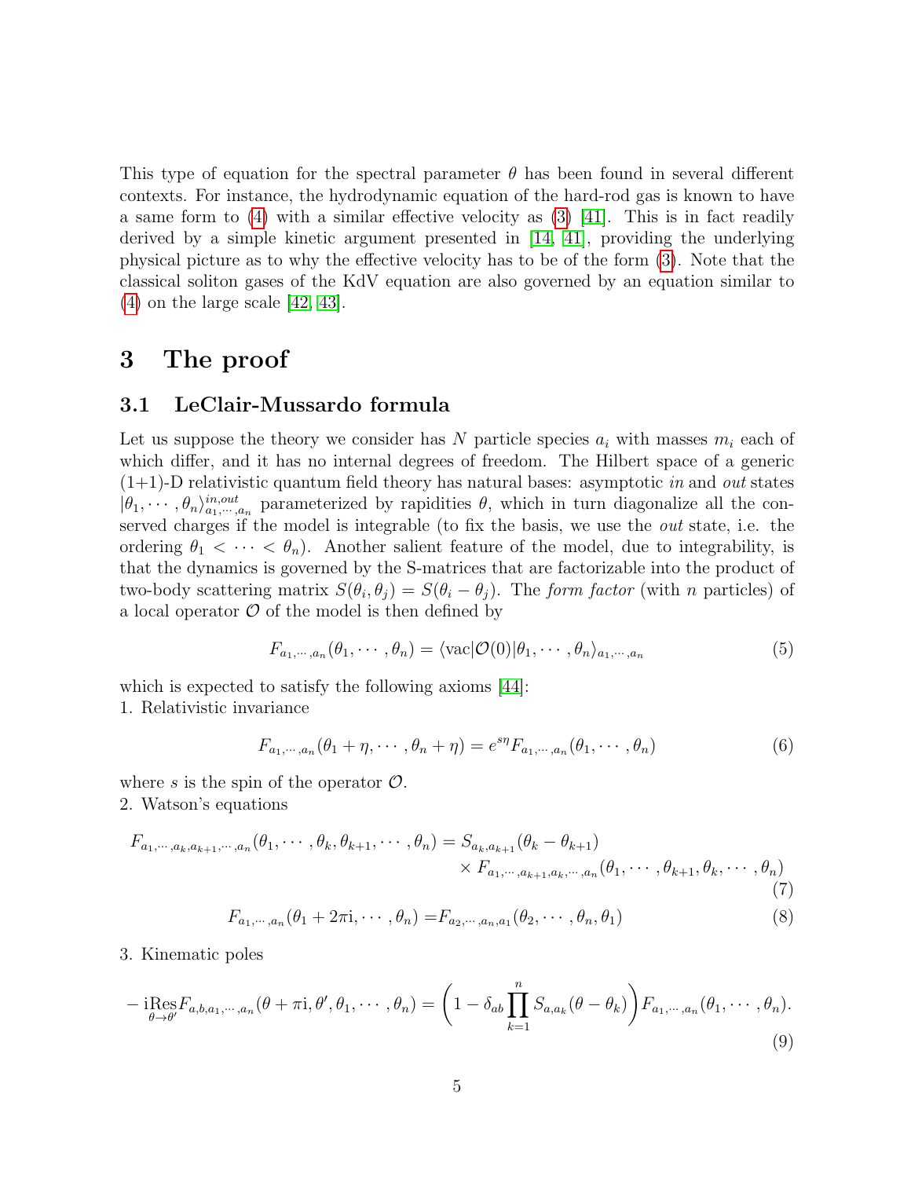This type of equation for the spectral parameter $\theta$ has been found in several different contexts. For instance, the hydrodynamic equation of the hard-rod gas is known to have a same form to (4) with a similar effective velocity as (3) [41]. This is in fact readily derived by a simple kinetic argument presented in [14, 41], providing the underlying physical picture as to why the effective velocity has to be of the form (3). Note that the classical soliton gases of the KdV equation are also governed by an equation similar to (4) on the large scale [42, 43].

# 3 The proof

## 3.1 LeClair-Mussardo formula

Let us suppose the theory we consider has $N$ particle species $a_i$ with masses $m_i$ each of which differ, and it has no internal degrees of freedom. The Hilbert space of a generic (1+1)-D relativistic quantum field theory has natural bases: asymptotic *in* and *out* states $|\theta_1, \cdots, \theta_n\rangle^{in,out}_{a_1,\cdots,a_n}$ parameterized by rapidities $\theta$, which in turn diagonalize all the conserved charges if the model is integrable (to fix the basis, we use the *out* state, i.e. the ordering $\theta_1 < \cdots < \theta_n$). Another salient feature of the model, due to integrability, is that the dynamics is governed by the S-matrices that are factorizable into the product of two-body scattering matrix $S(\theta_i, \theta_j) = S(\theta_i - \theta_j)$. The *form factor* (with $n$ particles) of a local operator $\mathcal{O}$ of the model is then defined by

$$F_{a_1,\cdots,a_n}(\theta_1, \cdots, \theta_n) = \langle \text{vac}|\mathcal{O}(0)|\theta_1, \cdots, \theta_n\rangle_{a_1,\cdots,a_n} \tag{5}$$

which is expected to satisfy the following axioms [44]:

1. Relativistic invariance

$$F_{a_1,\cdots,a_n}(\theta_1 + \eta, \cdots, \theta_n + \eta) = e^{s\eta} F_{a_1,\cdots,a_n}(\theta_1, \cdots, \theta_n) \tag{6}$$

where $s$ is the spin of the operator $\mathcal{O}$.

2. Watson's equations

$$\begin{aligned} F_{a_1,\cdots,a_k,a_{k+1},\cdots,a_n}(\theta_1, \cdots, \theta_k, \theta_{k+1}, \cdots, \theta_n) = S_{a_k,a_{k+1}}(\theta_k - \theta_{k+1}) \\ \times F_{a_1,\cdots,a_{k+1},a_k,\cdots,a_n}(\theta_1, \cdots, \theta_{k+1}, \theta_k, \cdots, \theta_n) \end{aligned} \tag{7}$$

$$F_{a_1,\cdots,a_n}(\theta_1 + 2\pi \mathrm{i}, \cdots, \theta_n) = F_{a_2,\cdots,a_n,a_1}(\theta_2, \cdots, \theta_n, \theta_1) \tag{8}$$

3. Kinematic poles

$$-\mathrm{i}\underset{\theta\to\theta'}{\text{Res}} F_{a,b,a_1,\cdots,a_n}(\theta + \pi\mathrm{i}, \theta', \theta_1, \cdots, \theta_n) = \left(1 - \delta_{ab}\prod_{k=1}^{n} S_{a,a_k}(\theta - \theta_k)\right) F_{a_1,\cdots,a_n}(\theta_1, \cdots, \theta_n). \tag{9}$$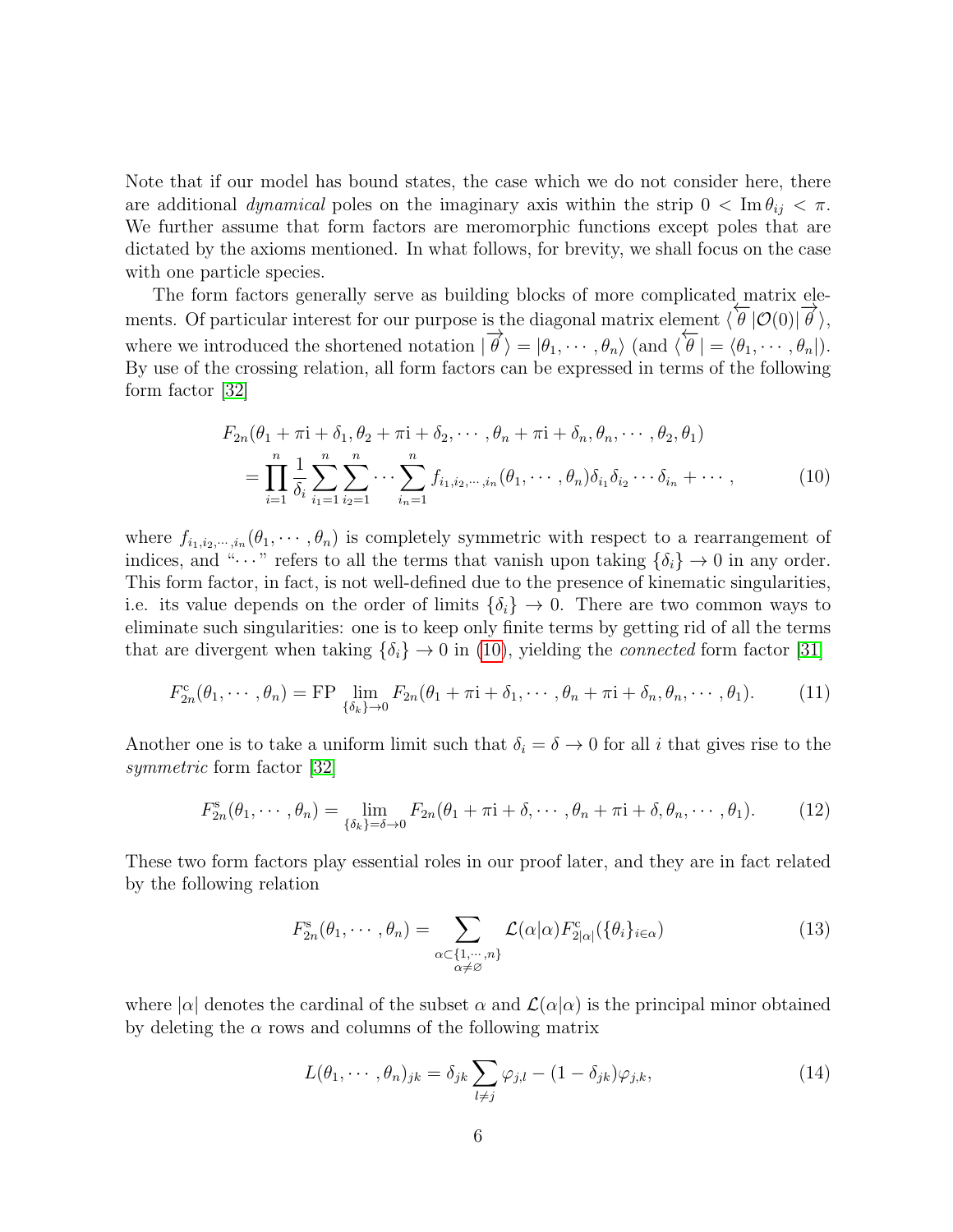Note that if our model has bound states, the case which we do not consider here, there are additional *dynamical* poles on the imaginary axis within the strip $0 < \operatorname{Im}\theta_{ij} < \pi$. We further assume that form factors are meromorphic functions except poles that are dictated by the axioms mentioned. In what follows, for brevity, we shall focus on the case with one particle species.

The form factors generally serve as building blocks of more complicated matrix elements. Of particular interest for our purpose is the diagonal matrix element $\langle \overleftarrow{\theta}|\mathcal{O}(0)|\overrightarrow{\theta}\rangle$, where we introduced the shortened notation $|\overrightarrow{\theta}\rangle = |\theta_1, \cdots, \theta_n\rangle$ (and $\langle\overleftarrow{\theta}| = \langle\theta_1, \cdots, \theta_n|$). By use of the crossing relation, all form factors can be expressed in terms of the following form factor [32]

$$
\begin{aligned}
&F_{2n}(\theta_1 + \pi\mathrm{i} + \delta_1, \theta_2 + \pi\mathrm{i} + \delta_2, \cdots, \theta_n + \pi\mathrm{i} + \delta_n, \theta_n, \cdots, \theta_2, \theta_1) \\
&\quad = \prod_{i=1}^{n} \frac{1}{\delta_i} \sum_{i_1=1}^{n} \sum_{i_2=1}^{n} \cdots \sum_{i_n=1}^{n} f_{i_1, i_2, \cdots, i_n}(\theta_1, \cdots, \theta_n)\delta_{i_1}\delta_{i_2}\cdots\delta_{i_n} + \cdots,
\end{aligned}
\tag{10}
$$

where $f_{i_1,i_2,\cdots,i_n}(\theta_1, \cdots, \theta_n)$ is completely symmetric with respect to a rearrangement of indices, and "$\cdots$" refers to all the terms that vanish upon taking $\{\delta_i\} \to 0$ in any order. This form factor, in fact, is not well-defined due to the presence of kinematic singularities, i.e. its value depends on the order of limits $\{\delta_i\} \to 0$. There are two common ways to eliminate such singularities: one is to keep only finite terms by getting rid of all the terms that are divergent when taking $\{\delta_i\} \to 0$ in (10), yielding the *connected* form factor [31]

$$
F^{\mathrm{c}}_{2n}(\theta_1, \cdots, \theta_n) = \mathrm{FP} \lim_{\{\delta_k\}\to 0} F_{2n}(\theta_1 + \pi\mathrm{i} + \delta_1, \cdots, \theta_n + \pi\mathrm{i} + \delta_n, \theta_n, \cdots, \theta_1). \tag{11}
$$

Another one is to take a uniform limit such that $\delta_i = \delta \to 0$ for all $i$ that gives rise to the *symmetric* form factor [32]

$$
F^{\mathrm{s}}_{2n}(\theta_1, \cdots, \theta_n) = \lim_{\{\delta_k\}=\delta\to 0} F_{2n}(\theta_1 + \pi\mathrm{i} + \delta, \cdots, \theta_n + \pi\mathrm{i} + \delta, \theta_n, \cdots, \theta_1). \tag{12}
$$

These two form factors play essential roles in our proof later, and they are in fact related by the following relation

$$
F^{\mathrm{s}}_{2n}(\theta_1, \cdots, \theta_n) = \sum_{\substack{\alpha\subset\{1,\cdots,n\} \\ \alpha\neq\varnothing}} \mathcal{L}(\alpha|\alpha) F^{\mathrm{c}}_{2|\alpha|}(\{\theta_i\}_{i\in\alpha}) \tag{13}
$$

where $|\alpha|$ denotes the cardinal of the subset $\alpha$ and $\mathcal{L}(\alpha|\alpha)$ is the principal minor obtained by deleting the $\alpha$ rows and columns of the following matrix

$$
L(\theta_1, \cdots, \theta_n)_{jk} = \delta_{jk} \sum_{l\neq j} \varphi_{j,l} - (1 - \delta_{jk})\varphi_{j,k}, \tag{14}
$$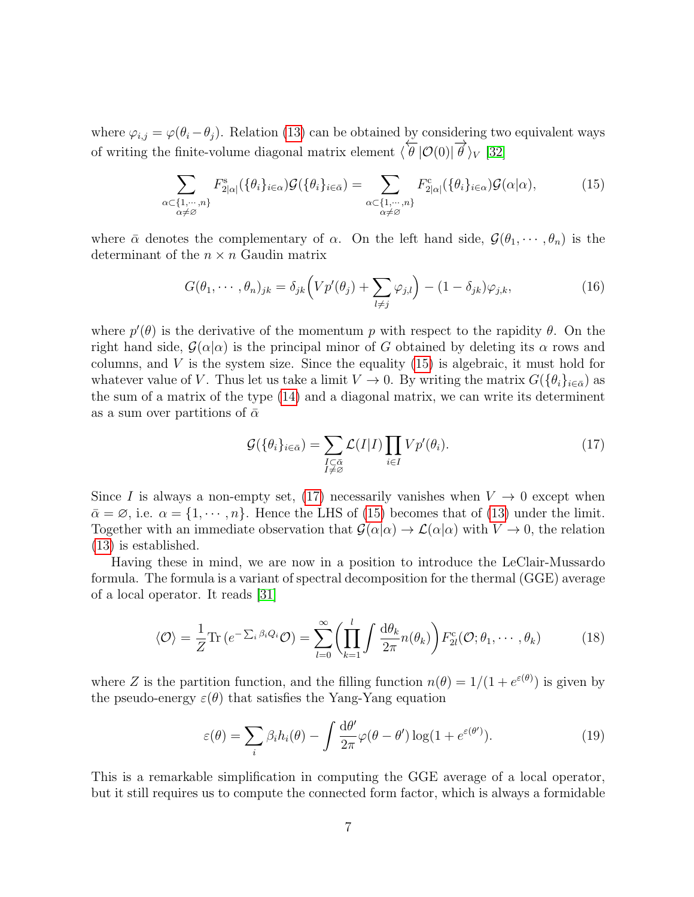where $\varphi_{i,j} = \varphi(\theta_i - \theta_j)$. Relation (13) can be obtained by considering two equivalent ways of writing the finite-volume diagonal matrix element $\langle \overleftarrow{\theta} | \mathcal{O}(0) | \overrightarrow{\theta} \rangle_V$ [32]

$$\sum_{\substack{\alpha \subset \{1,\cdots,n\} \\ \alpha \neq \varnothing}} F^{\mathrm{s}}_{2|\alpha|}(\{\theta_i\}_{i\in\alpha}) \mathcal{G}(\{\theta_i\}_{i\in\bar{\alpha}}) = \sum_{\substack{\alpha \subset \{1,\cdots,n\} \\ \alpha \neq \varnothing}} F^{\mathrm{c}}_{2|\alpha|}(\{\theta_i\}_{i\in\alpha}) \mathcal{G}(\alpha|\alpha), \tag{15}$$

where $\bar{\alpha}$ denotes the complementary of $\alpha$. On the left hand side, $\mathcal{G}(\theta_1, \cdots, \theta_n)$ is the determinant of the $n \times n$ Gaudin matrix

$$G(\theta_1, \cdots, \theta_n)_{jk} = \delta_{jk}\Big(Vp'(\theta_j) + \sum_{l\neq j} \varphi_{j,l}\Big) - (1 - \delta_{jk})\varphi_{j,k}, \tag{16}$$

where $p'(\theta)$ is the derivative of the momentum $p$ with respect to the rapidity $\theta$. On the right hand side, $\mathcal{G}(\alpha|\alpha)$ is the principal minor of $G$ obtained by deleting its $\alpha$ rows and columns, and $V$ is the system size. Since the equality (15) is algebraic, it must hold for whatever value of $V$. Thus let us take a limit $V \to 0$. By writing the matrix $G(\{\theta_i\}_{i\in\bar{\alpha}})$ as the sum of a matrix of the type (14) and a diagonal matrix, we can write its determinent as a sum over partitions of $\bar{\alpha}$

$$\mathcal{G}(\{\theta_i\}_{i\in\bar{\alpha}}) = \sum_{\substack{I\subset\bar{\alpha} \\ I\neq\varnothing}} \mathcal{L}(I|I) \prod_{i\in I} Vp'(\theta_i). \tag{17}$$

Since $I$ is always a non-empty set, (17) necessarily vanishes when $V \to 0$ except when $\bar{\alpha} = \varnothing$, i.e. $\alpha = \{1, \cdots, n\}$. Hence the LHS of (15) becomes that of (13) under the limit. Together with an immediate observation that $\mathcal{G}(\alpha|\alpha) \to \mathcal{L}(\alpha|\alpha)$ with $V \to 0$, the relation (13) is established.

Having these in mind, we are now in a position to introduce the LeClair-Mussardo formula. The formula is a variant of spectral decomposition for the thermal (GGE) average of a local operator. It reads [31]

$$\langle \mathcal{O} \rangle = \frac{1}{Z} \mathrm{Tr}\,(e^{-\sum_i \beta_i Q_i} \mathcal{O}) = \sum_{l=0}^{\infty} \left( \prod_{k=1}^{l} \int \frac{\mathrm{d}\theta_k}{2\pi} n(\theta_k) \right) F^{\mathrm{c}}_{2l}(\mathcal{O}; \theta_1, \cdots, \theta_k) \tag{18}$$

where $Z$ is the partition function, and the filling function $n(\theta) = 1/(1 + e^{\varepsilon(\theta)})$ is given by the pseudo-energy $\varepsilon(\theta)$ that satisfies the Yang-Yang equation

$$\varepsilon(\theta) = \sum_i \beta_i h_i(\theta) - \int \frac{\mathrm{d}\theta'}{2\pi} \varphi(\theta - \theta') \log(1 + e^{\varepsilon(\theta')}). \tag{19}$$

This is a remarkable simplification in computing the GGE average of a local operator, but it still requires us to compute the connected form factor, which is always a formidable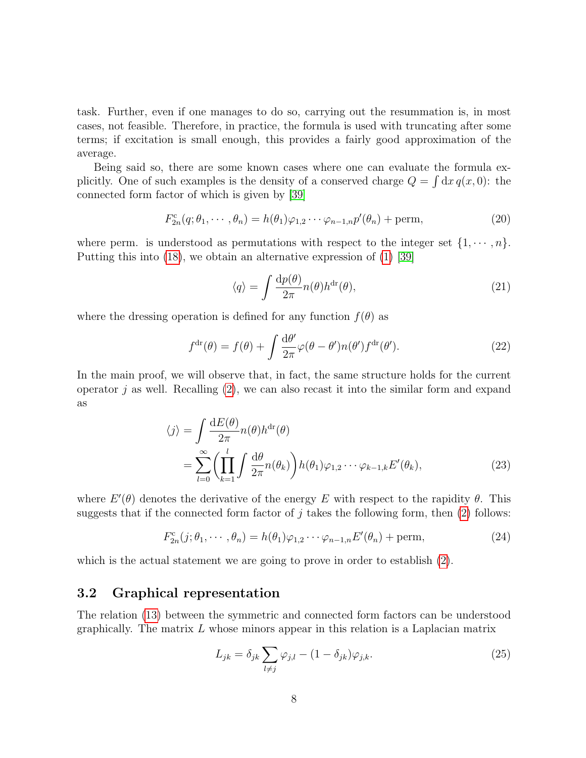task. Further, even if one manages to do so, carrying out the resummation is, in most cases, not feasible. Therefore, in practice, the formula is used with truncating after some terms; if excitation is small enough, this provides a fairly good approximation of the average.

Being said so, there are some known cases where one can evaluate the formula explicitly. One of such examples is the density of a conserved charge $Q = \int \mathrm{d}x\, q(x,0)$: the connected form factor of which is given by [39]

$$F^{\mathrm{c}}_{2n}(q;\theta_1,\cdots,\theta_n) = h(\theta_1)\varphi_{1,2}\cdots\varphi_{n-1,n}p'(\theta_n) + \mathrm{perm}, \tag{20}$$

where perm. is understood as permutations with respect to the integer set $\{1,\cdots,n\}$. Putting this into (18), we obtain an alternative expression of (1) [39]

$$\langle q\rangle = \int \frac{\mathrm{d}p(\theta)}{2\pi} n(\theta) h^{\mathrm{dr}}(\theta), \tag{21}$$

where the dressing operation is defined for any function $f(\theta)$ as

$$f^{\mathrm{dr}}(\theta) = f(\theta) + \int \frac{\mathrm{d}\theta'}{2\pi}\varphi(\theta-\theta')n(\theta')f^{\mathrm{dr}}(\theta'). \tag{22}$$

In the main proof, we will observe that, in fact, the same structure holds for the current operator $j$ as well. Recalling (2), we can also recast it into the similar form and expand as

$$\begin{aligned}\langle j\rangle &= \int \frac{\mathrm{d}E(\theta)}{2\pi} n(\theta) h^{\mathrm{dr}}(\theta) \\ &= \sum_{l=0}^{\infty}\left(\prod_{k=1}^{l}\int \frac{\mathrm{d}\theta}{2\pi}n(\theta_k)\right) h(\theta_1)\varphi_{1,2}\cdots\varphi_{k-1,k}E'(\theta_k),\end{aligned} \tag{23}$$

where $E'(\theta)$ denotes the derivative of the energy $E$ with respect to the rapidity $\theta$. This suggests that if the connected form factor of $j$ takes the following form, then (2) follows:

$$F^{\mathrm{c}}_{2n}(j;\theta_1,\cdots,\theta_n) = h(\theta_1)\varphi_{1,2}\cdots\varphi_{n-1,n}E'(\theta_n) + \mathrm{perm}, \tag{24}$$

which is the actual statement we are going to prove in order to establish (2).

### 3.2 Graphical representation

The relation (13) between the symmetric and connected form factors can be understood graphically. The matrix $L$ whose minors appear in this relation is a Laplacian matrix

$$L_{jk} = \delta_{jk}\sum_{l\neq j}\varphi_{j,l} - (1-\delta_{jk})\varphi_{j,k}. \tag{25}$$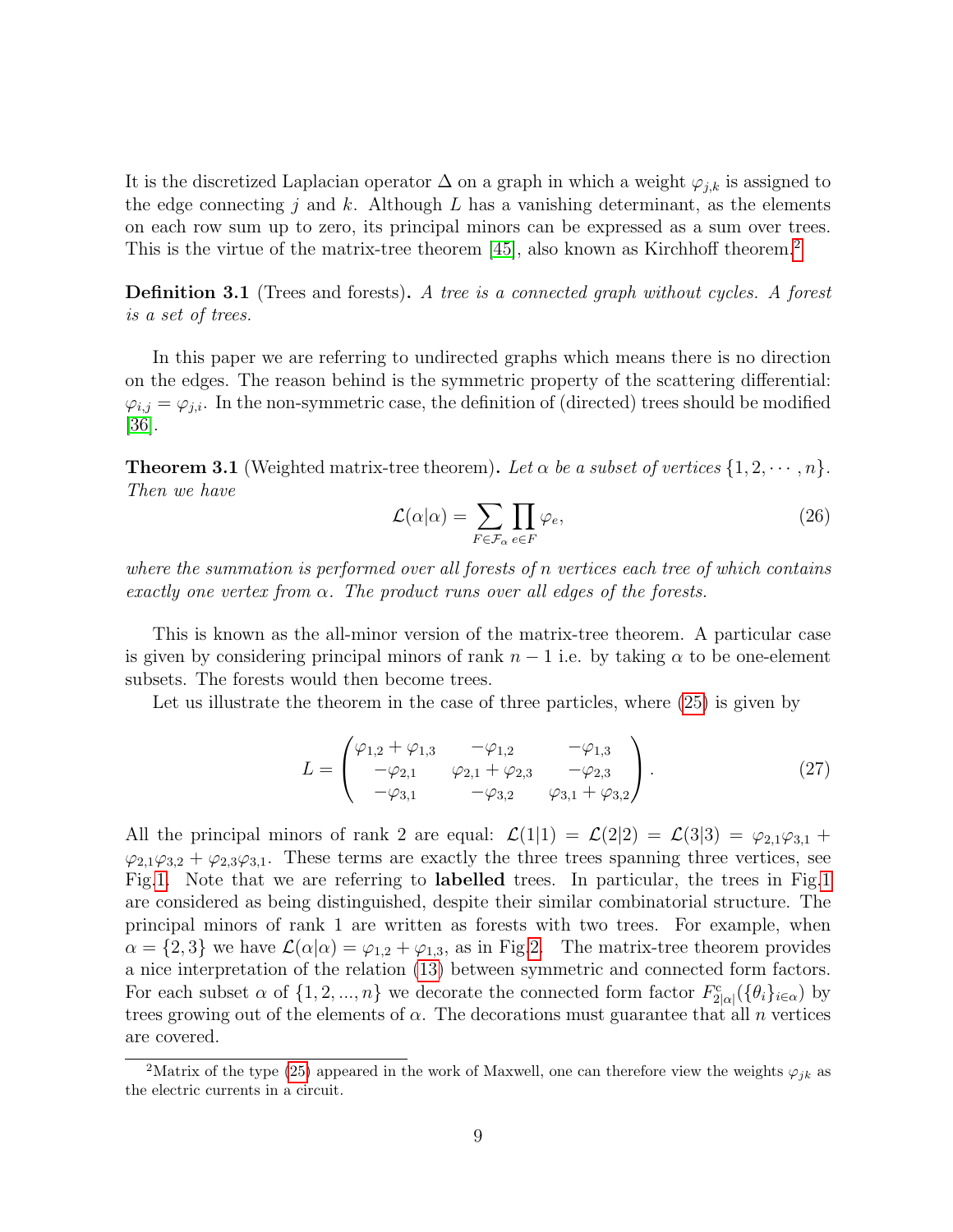It is the discretized Laplacian operator $\Delta$ on a graph in which a weight $\varphi_{j,k}$ is assigned to the edge connecting $j$ and $k$. Although $L$ has a vanishing determinant, as the elements on each row sum up to zero, its principal minors can be expressed as a sum over trees. This is the virtue of the matrix-tree theorem [45], also known as Kirchhoff theorem.[2]

**Definition 3.1** (Trees and forests)**.** *A tree is a connected graph without cycles. A forest is a set of trees.*

In this paper we are referring to undirected graphs which means there is no direction on the edges. The reason behind is the symmetric property of the scattering differential: $\varphi_{i,j} = \varphi_{j,i}$. In the non-symmetric case, the definition of (directed) trees should be modified [36].

**Theorem 3.1** (Weighted matrix-tree theorem)**.** *Let $\alpha$ be a subset of vertices $\{1, 2, \cdots, n\}$. Then we have*

$$\mathcal{L}(\alpha|\alpha) = \sum_{F \in \mathcal{F}_\alpha} \prod_{e \in F} \varphi_e, \tag{26}$$

*where the summation is performed over all forests of $n$ vertices each tree of which contains exactly one vertex from $\alpha$. The product runs over all edges of the forests.*

This is known as the all-minor version of the matrix-tree theorem. A particular case is given by considering principal minors of rank $n-1$ i.e. by taking $\alpha$ to be one-element subsets. The forests would then become trees.

Let us illustrate the theorem in the case of three particles, where (25) is given by

$$L = \begin{pmatrix} \varphi_{1,2} + \varphi_{1,3} & -\varphi_{1,2} & -\varphi_{1,3} \\ -\varphi_{2,1} & \varphi_{2,1} + \varphi_{2,3} & -\varphi_{2,3} \\ -\varphi_{3,1} & -\varphi_{3,2} & \varphi_{3,1} + \varphi_{3,2} \end{pmatrix}. \tag{27}$$

All the principal minors of rank 2 are equal: $\mathcal{L}(1|1) = \mathcal{L}(2|2) = \mathcal{L}(3|3) = \varphi_{2,1}\varphi_{3,1} + \varphi_{2,1}\varphi_{3,2} + \varphi_{2,3}\varphi_{3,1}$. These terms are exactly the three trees spanning three vertices, see Fig.1. Note that we are referring to **labelled** trees. In particular, the trees in Fig.1 are considered as being distinguished, despite their similar combinatorial structure. The principal minors of rank 1 are written as forests with two trees. For example, when $\alpha = \{2, 3\}$ we have $\mathcal{L}(\alpha|\alpha) = \varphi_{1,2} + \varphi_{1,3}$, as in Fig.2. The matrix-tree theorem provides a nice interpretation of the relation (13) between symmetric and connected form factors. For each subset $\alpha$ of $\{1, 2, ..., n\}$ we decorate the connected form factor $F^{c}_{2|\alpha|}(\{\theta_i\}_{i\in\alpha})$ by trees growing out of the elements of $\alpha$. The decorations must guarantee that all $n$ vertices are covered.

[2] Matrix of the type (25) appeared in the work of Maxwell, one can therefore view the weights $\varphi_{jk}$ as the electric currents in a circuit.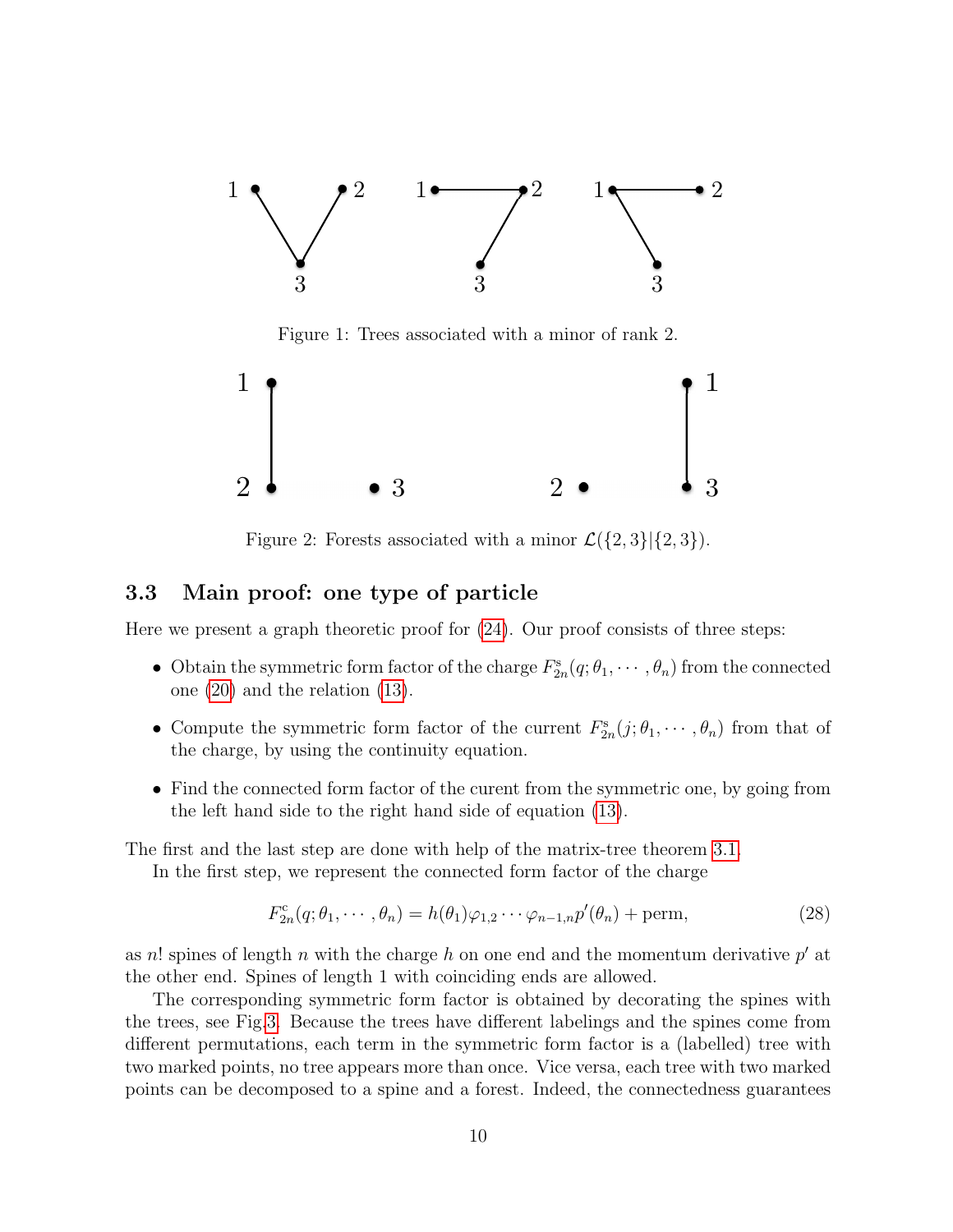Figure 1: Trees associated with a minor of rank 2.

Figure 2: Forests associated with a minor $\mathcal{L}(\{2,3\}|\{2,3\})$.

### 3.3 Main proof: one type of particle

Here we present a graph theoretic proof for (24). Our proof consists of three steps:

- Obtain the symmetric form factor of the charge $F^{\mathrm{s}}_{2n}(q;\theta_1,\cdots,\theta_n)$ from the connected one (20) and the relation (13).
- Compute the symmetric form factor of the current $F^{\mathrm{s}}_{2n}(j;\theta_1,\cdots,\theta_n)$ from that of the charge, by using the continuity equation.
- Find the connected form factor of the curent from the symmetric one, by going from the left hand side to the right hand side of equation (13).

The first and the last step are done with help of the matrix-tree theorem 3.1.

In the first step, we represent the connected form factor of the charge

$$F^{\mathrm{c}}_{2n}(q;\theta_1,\cdots,\theta_n) = h(\theta_1)\varphi_{1,2}\cdots\varphi_{n-1,n}p'(\theta_n) + \mathrm{perm}, \tag{28}$$

as $n!$ spines of length $n$ with the charge $h$ on one end and the momentum derivative $p'$ at the other end. Spines of length 1 with coinciding ends are allowed.

The corresponding symmetric form factor is obtained by decorating the spines with the trees, see Fig.3. Because the trees have different labelings and the spines come from different permutations, each term in the symmetric form factor is a (labelled) tree with two marked points, no tree appears more than once. Vice versa, each tree with two marked points can be decomposed to a spine and a forest. Indeed, the connectedness guarantees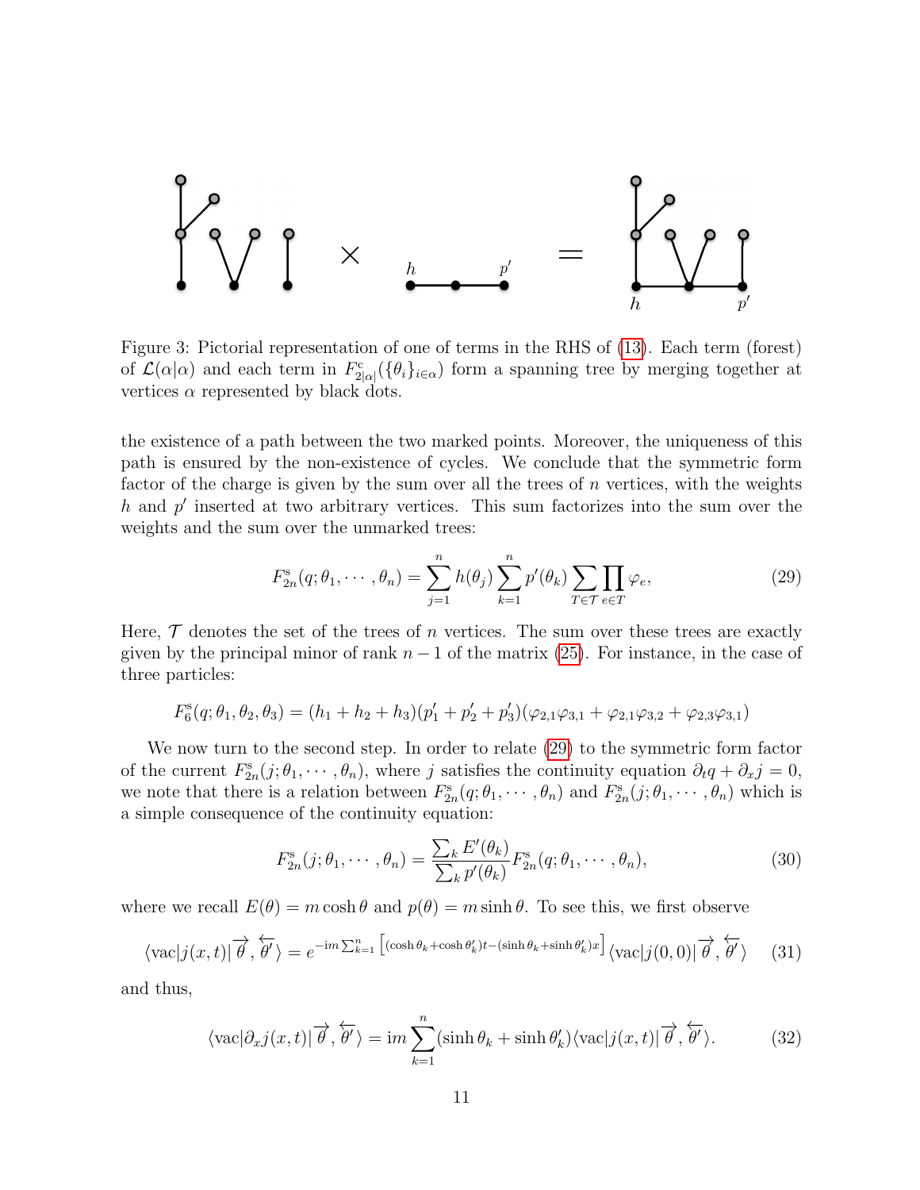Figure 3: Pictorial representation of one of terms in the RHS of (13). Each term (forest) of $\mathcal{L}(\alpha|\alpha)$ and each term in $F^{\rm c}_{2|\alpha|}(\{\theta_i\}_{i\in\alpha})$ form a spanning tree by merging together at vertices $\alpha$ represented by black dots.

the existence of a path between the two marked points. Moreover, the uniqueness of this path is ensured by the non-existence of cycles. We conclude that the symmetric form factor of the charge is given by the sum over all the trees of $n$ vertices, with the weights $h$ and $p'$ inserted at two arbitrary vertices. This sum factorizes into the sum over the weights and the sum over the unmarked trees:

$$F^{\rm s}_{2n}(q;\theta_1,\cdots,\theta_n) = \sum_{j=1}^{n} h(\theta_j) \sum_{k=1}^{n} p'(\theta_k) \sum_{T\in\mathcal{T}} \prod_{e\in T} \varphi_e, \tag{29}$$

Here, $\mathcal{T}$ denotes the set of the trees of $n$ vertices. The sum over these trees are exactly given by the principal minor of rank $n-1$ of the matrix (25). For instance, in the case of three particles:

$$F^{\rm s}_{6}(q;\theta_1,\theta_2,\theta_3) = (h_1+h_2+h_3)(p'_1+p'_2+p'_3)(\varphi_{2,1}\varphi_{3,1}+\varphi_{2,1}\varphi_{3,2}+\varphi_{2,3}\varphi_{3,1})$$

We now turn to the second step. In order to relate (29) to the symmetric form factor of the current $F^{\rm s}_{2n}(j;\theta_1,\cdots,\theta_n)$, where $j$ satisfies the continuity equation $\partial_t q + \partial_x j = 0$, we note that there is a relation between $F^{\rm s}_{2n}(q;\theta_1,\cdots,\theta_n)$ and $F^{\rm s}_{2n}(j;\theta_1,\cdots,\theta_n)$ which is a simple consequence of the continuity equation:

$$F^{\rm s}_{2n}(j;\theta_1,\cdots,\theta_n) = \frac{\sum_k E'(\theta_k)}{\sum_k p'(\theta_k)} F^{\rm s}_{2n}(q;\theta_1,\cdots,\theta_n), \tag{30}$$

where we recall $E(\theta) = m\cosh\theta$ and $p(\theta) = m\sinh\theta$. To see this, we first observe

$$\langle {\rm vac}|j(x,t)|\overrightarrow{\theta},\overleftarrow{\theta'}\rangle = e^{-{\rm i}m\sum_{k=1}^{n}\left[(\cosh\theta_k+\cosh\theta'_k)t-(\sinh\theta_k+\sinh\theta'_k)x\right]}\langle {\rm vac}|j(0,0)|\overrightarrow{\theta},\overleftarrow{\theta'}\rangle \tag{31}$$

and thus,

$$\langle {\rm vac}|\partial_x j(x,t)|\overrightarrow{\theta},\overleftarrow{\theta'}\rangle = {\rm i}m\sum_{k=1}^{n}(\sinh\theta_k+\sinh\theta'_k)\langle {\rm vac}|j(x,t)|\overrightarrow{\theta},\overleftarrow{\theta'}\rangle. \tag{32}$$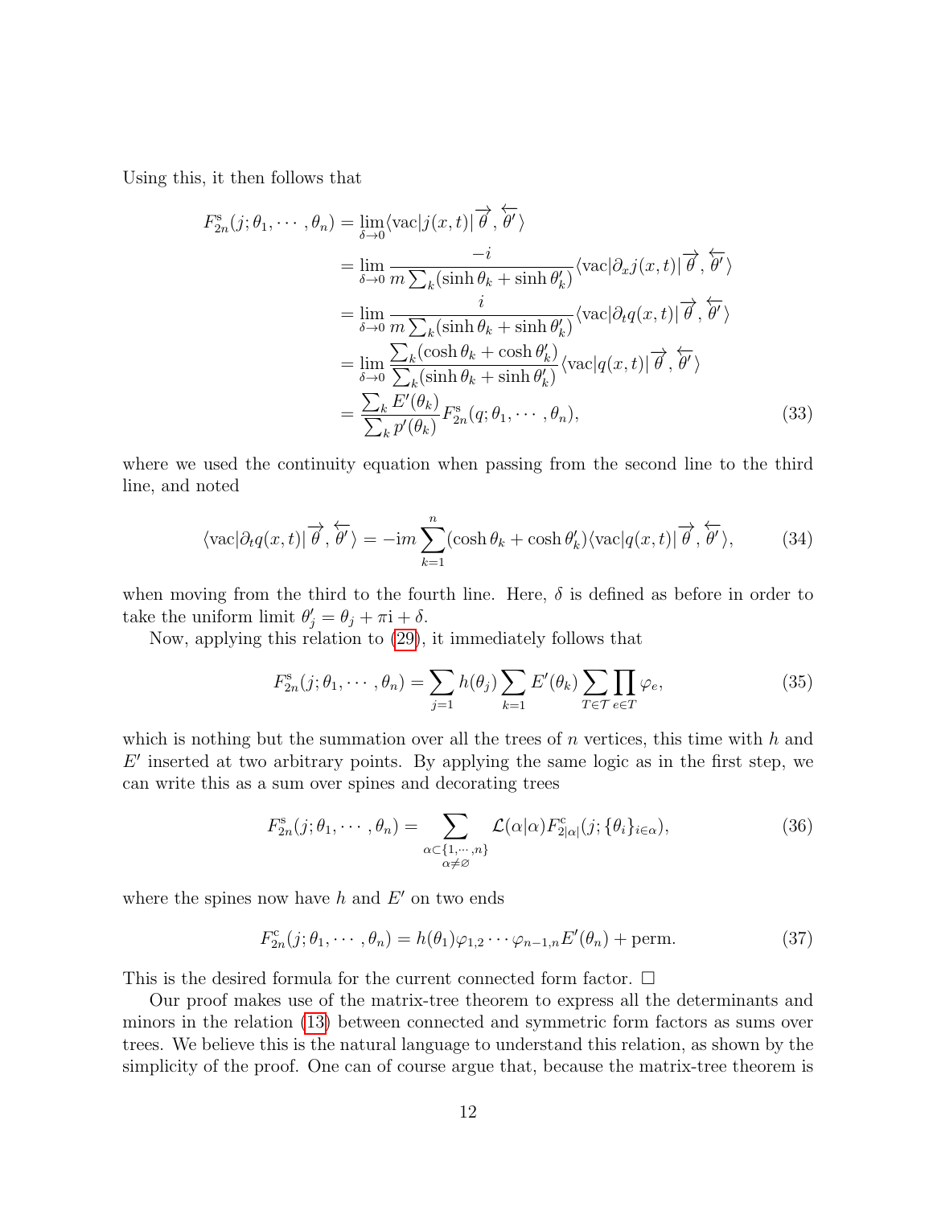Using this, it then follows that

$$
\begin{aligned}
F^{\mathrm{s}}_{2n}(j;\theta_1,\cdots,\theta_n) &= \lim_{\delta\to 0}\langle \mathrm{vac}|j(x,t)|\overrightarrow{\theta},\overleftarrow{\theta'}\rangle \\
&= \lim_{\delta\to 0}\frac{-i}{m\sum_k(\sinh\theta_k+\sinh\theta'_k)}\langle \mathrm{vac}|\partial_x j(x,t)|\overrightarrow{\theta},\overleftarrow{\theta'}\rangle \\
&= \lim_{\delta\to 0}\frac{i}{m\sum_k(\sinh\theta_k+\sinh\theta'_k)}\langle \mathrm{vac}|\partial_t q(x,t)|\overrightarrow{\theta},\overleftarrow{\theta'}\rangle \\
&= \lim_{\delta\to 0}\frac{\sum_k(\cosh\theta_k+\cosh\theta'_k)}{\sum_k(\sinh\theta_k+\sinh\theta'_k)}\langle \mathrm{vac}|q(x,t)|\overrightarrow{\theta},\overleftarrow{\theta'}\rangle \\
&= \frac{\sum_k E'(\theta_k)}{\sum_k p'(\theta_k)}F^{\mathrm{s}}_{2n}(q;\theta_1,\cdots,\theta_n),
\end{aligned}
\tag{33}
$$

where we used the continuity equation when passing from the second line to the third line, and noted

$$
\langle \mathrm{vac}|\partial_t q(x,t)|\overrightarrow{\theta},\overleftarrow{\theta'}\rangle = -\mathrm{i}m\sum_{k=1}^{n}(\cosh\theta_k+\cosh\theta'_k)\langle \mathrm{vac}|q(x,t)|\overrightarrow{\theta},\overleftarrow{\theta'}\rangle, \tag{34}
$$

when moving from the third to the fourth line. Here, $\delta$ is defined as before in order to take the uniform limit $\theta'_j = \theta_j + \pi\mathrm{i} + \delta$.

Now, applying this relation to (29), it immediately follows that

$$
F^{\mathrm{s}}_{2n}(j;\theta_1,\cdots,\theta_n) = \sum_{j=1} h(\theta_j)\sum_{k=1}E'(\theta_k)\sum_{T\in\mathcal{T}}\prod_{e\in T}\varphi_e, \tag{35}
$$

which is nothing but the summation over all the trees of $n$ vertices, this time with $h$ and $E'$ inserted at two arbitrary points. By applying the same logic as in the first step, we can write this as a sum over spines and decorating trees

$$
F^{\mathrm{s}}_{2n}(j;\theta_1,\cdots,\theta_n) = \sum_{\substack{\alpha\subset\{1,\cdots,n\}\\ \alpha\neq\varnothing}}\mathcal{L}(\alpha|\alpha)F^{\mathrm{c}}_{2|\alpha|}(j;\{\theta_i\}_{i\in\alpha}), \tag{36}
$$

where the spines now have $h$ and $E'$ on two ends

$$
F^{\mathrm{c}}_{2n}(j;\theta_1,\cdots,\theta_n) = h(\theta_1)\varphi_{1,2}\cdots\varphi_{n-1,n}E'(\theta_n) + \mathrm{perm.} \tag{37}
$$

This is the desired formula for the current connected form factor. □

Our proof makes use of the matrix-tree theorem to express all the determinants and minors in the relation (13) between connected and symmetric form factors as sums over trees. We believe this is the natural language to understand this relation, as shown by the simplicity of the proof. One can of course argue that, because the matrix-tree theorem is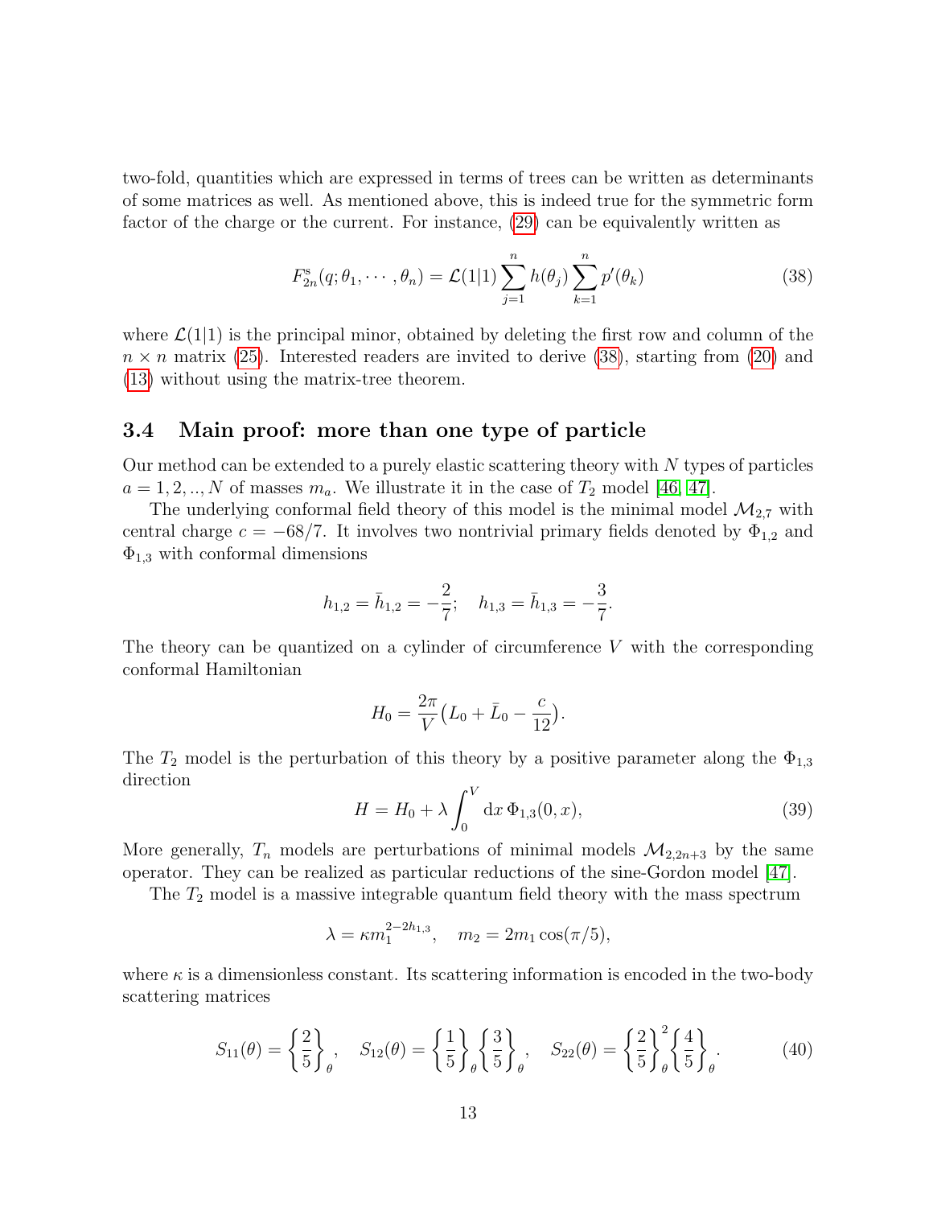two-fold, quantities which are expressed in terms of trees can be written as determinants of some matrices as well. As mentioned above, this is indeed true for the symmetric form factor of the charge or the current. For instance, (29) can be equivalently written as

$$F^{\rm s}_{2n}(q;\theta_1,\cdots,\theta_n) = \mathcal{L}(1|1)\sum_{j=1}^{n} h(\theta_j)\sum_{k=1}^{n} p'(\theta_k) \tag{38}$$

where $\mathcal{L}(1|1)$ is the principal minor, obtained by deleting the first row and column of the $n\times n$ matrix (25). Interested readers are invited to derive (38), starting from (20) and (13) without using the matrix-tree theorem.

### 3.4 Main proof: more than one type of particle

Our method can be extended to a purely elastic scattering theory with $N$ types of particles $a = 1, 2, .., N$ of masses $m_a$. We illustrate it in the case of $T_2$ model [46, 47].

The underlying conformal field theory of this model is the minimal model $\mathcal{M}_{2,7}$ with central charge $c = -68/7$. It involves two nontrivial primary fields denoted by $\Phi_{1,2}$ and $\Phi_{1,3}$ with conformal dimensions

$$h_{1,2} = \bar{h}_{1,2} = -\frac{2}{7}; \quad h_{1,3} = \bar{h}_{1,3} = -\frac{3}{7}.$$

The theory can be quantized on a cylinder of circumference $V$ with the corresponding conformal Hamiltonian

$$H_0 = \frac{2\pi}{V}\big(L_0 + \bar{L}_0 - \frac{c}{12}\big).$$

The $T_2$ model is the perturbation of this theory by a positive parameter along the $\Phi_{1,3}$ direction

$$H = H_0 + \lambda\int_0^V \mathrm{d}x\, \Phi_{1,3}(0,x), \tag{39}$$

More generally, $T_n$ models are perturbations of minimal models $\mathcal{M}_{2,2n+3}$ by the same operator. They can be realized as particular reductions of the sine-Gordon model [47].

The $T_2$ model is a massive integrable quantum field theory with the mass spectrum

$$\lambda = \kappa m_1^{2-2h_{1,3}}, \quad m_2 = 2m_1\cos(\pi/5),$$

where $\kappa$ is a dimensionless constant. Its scattering information is encoded in the two-body scattering matrices

$$S_{11}(\theta) = \left\{\frac{2}{5}\right\}_\theta, \quad S_{12}(\theta) = \left\{\frac{1}{5}\right\}_\theta\left\{\frac{3}{5}\right\}_\theta, \quad S_{22}(\theta) = \left\{\frac{2}{5}\right\}_\theta^2\left\{\frac{4}{5}\right\}_\theta. \tag{40}$$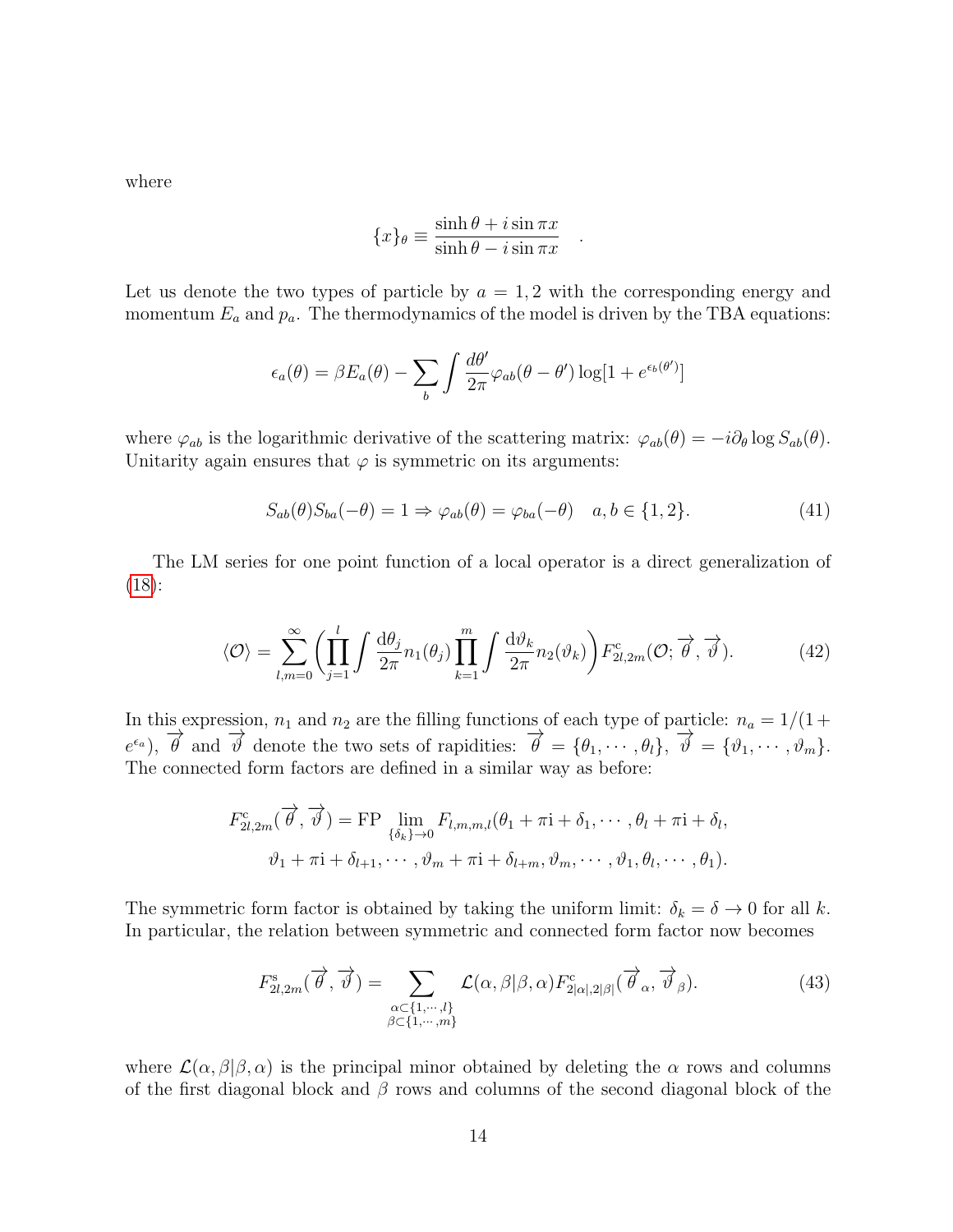where

$$\{x\}_\theta \equiv \frac{\sinh\theta + i\sin\pi x}{\sinh\theta - i\sin\pi x} \quad .$$

Let us denote the two types of particle by $a = 1, 2$ with the corresponding energy and momentum $E_a$ and $p_a$. The thermodynamics of the model is driven by the TBA equations:

$$\epsilon_a(\theta) = \beta E_a(\theta) - \sum_b \int \frac{d\theta'}{2\pi}\varphi_{ab}(\theta - \theta')\log[1 + e^{\epsilon_b(\theta')}]$$

where $\varphi_{ab}$ is the logarithmic derivative of the scattering matrix: $\varphi_{ab}(\theta) = -i\partial_\theta \log S_{ab}(\theta)$. Unitarity again ensures that $\varphi$ is symmetric on its arguments:

$$S_{ab}(\theta)S_{ba}(-\theta) = 1 \Rightarrow \varphi_{ab}(\theta) = \varphi_{ba}(-\theta) \quad a, b \in \{1, 2\}. \tag{41}$$

The LM series for one point function of a local operator is a direct generalization of (18):

$$\langle \mathcal{O} \rangle = \sum_{l,m=0}^{\infty} \left( \prod_{j=1}^{l} \int \frac{\mathrm{d}\theta_j}{2\pi} n_1(\theta_j) \prod_{k=1}^{m} \int \frac{\mathrm{d}\vartheta_k}{2\pi} n_2(\vartheta_k) \right) F^{\mathrm{c}}_{2l,2m}(\mathcal{O}; \overrightarrow{\theta}, \overrightarrow{\vartheta}). \tag{42}$$

In this expression, $n_1$ and $n_2$ are the filling functions of each type of particle: $n_a = 1/(1 + e^{\epsilon_a})$, $\overrightarrow{\theta}$ and $\overrightarrow{\vartheta}$ denote the two sets of rapidities: $\overrightarrow{\theta} = \{\theta_1, \cdots, \theta_l\}$, $\overrightarrow{\vartheta} = \{\vartheta_1, \cdots, \vartheta_m\}$. The connected form factors are defined in a similar way as before:

$$\begin{aligned} F^{\mathrm{c}}_{2l,2m}(\overrightarrow{\theta}, \overrightarrow{\vartheta}) = \mathrm{FP} \lim_{\{\delta_k\}\to 0} F_{l,m,m,l}(&\theta_1 + \pi\mathrm{i} + \delta_1, \cdots, \theta_l + \pi\mathrm{i} + \delta_l, \\ &\vartheta_1 + \pi\mathrm{i} + \delta_{l+1}, \cdots, \vartheta_m + \pi\mathrm{i} + \delta_{l+m}, \vartheta_m, \cdots, \vartheta_1, \theta_l, \cdots, \theta_1). \end{aligned}$$

The symmetric form factor is obtained by taking the uniform limit: $\delta_k = \delta \to 0$ for all $k$. In particular, the relation between symmetric and connected form factor now becomes

$$F^{\mathrm{s}}_{2l,2m}(\overrightarrow{\theta}, \overrightarrow{\vartheta}) = \sum_{\substack{\alpha\subset\{1,\cdots,l\} \\ \beta\subset\{1,\cdots,m\}}} \mathcal{L}(\alpha, \beta|\beta, \alpha) F^{\mathrm{c}}_{2|\alpha|,2|\beta|}(\overrightarrow{\theta}_\alpha, \overrightarrow{\vartheta}_\beta). \tag{43}$$

where $\mathcal{L}(\alpha, \beta|\beta, \alpha)$ is the principal minor obtained by deleting the $\alpha$ rows and columns of the first diagonal block and $\beta$ rows and columns of the second diagonal block of the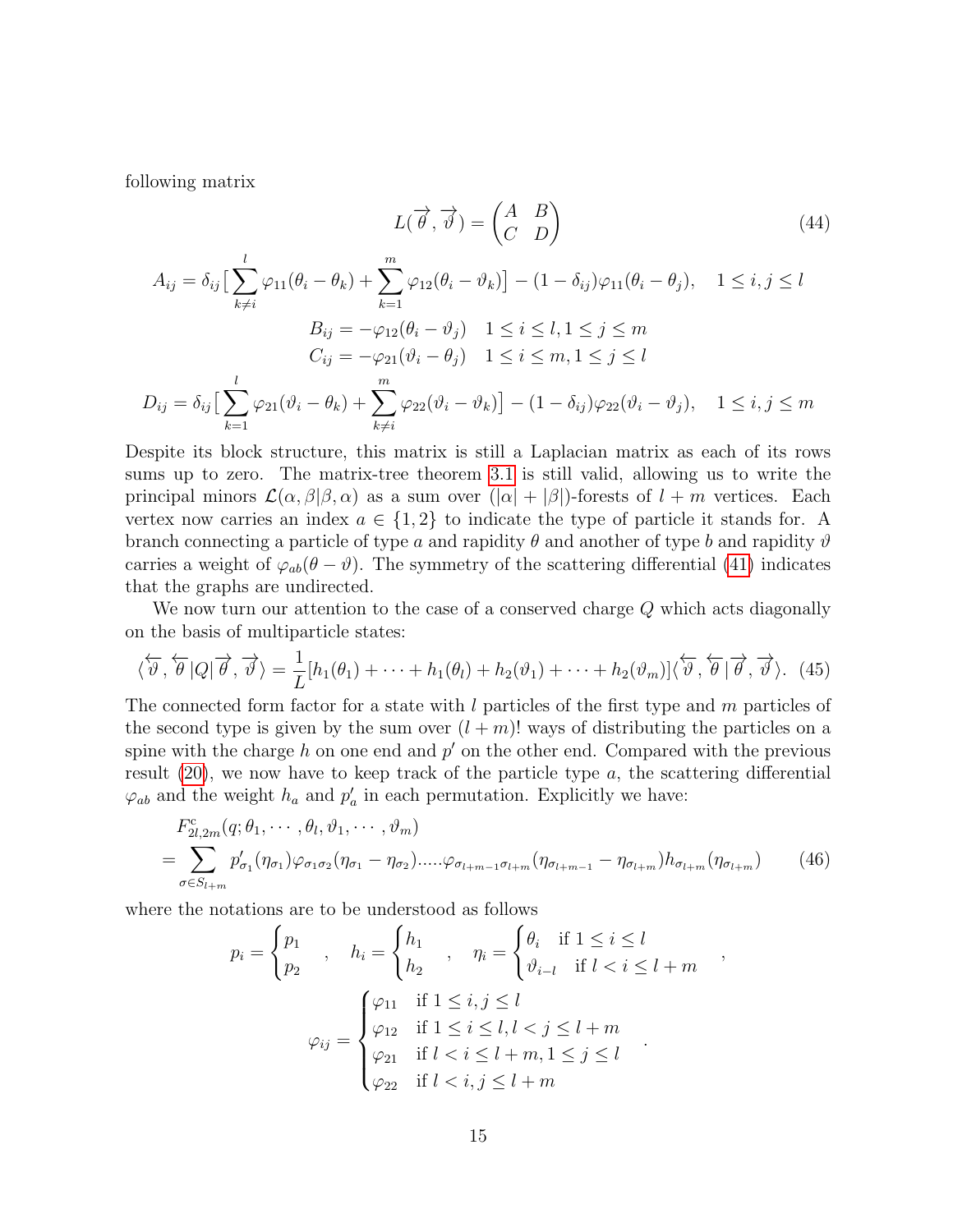following matrix

$$L(\overrightarrow{\theta}, \overrightarrow{\vartheta}) = \begin{pmatrix} A & B \\ C & D \end{pmatrix} \tag{44}$$

$$A_{ij} = \delta_{ij}\big[\sum_{k\neq i}^{l} \varphi_{11}(\theta_i - \theta_k) + \sum_{k=1}^{m} \varphi_{12}(\theta_i - \vartheta_k)\big] - (1-\delta_{ij})\varphi_{11}(\theta_i - \theta_j), \quad 1 \leq i,j \leq l$$

$$B_{ij} = -\varphi_{12}(\theta_i - \vartheta_j) \quad 1 \leq i \leq l, 1 \leq j \leq m$$

$$C_{ij} = -\varphi_{21}(\vartheta_i - \theta_j) \quad 1 \leq i \leq m, 1 \leq j \leq l$$

$$D_{ij} = \delta_{ij}\big[\sum_{k=1}^{l} \varphi_{21}(\vartheta_i - \theta_k) + \sum_{k\neq i}^{m} \varphi_{22}(\vartheta_i - \vartheta_k)\big] - (1-\delta_{ij})\varphi_{22}(\vartheta_i - \vartheta_j), \quad 1 \leq i,j \leq m$$

Despite its block structure, this matrix is still a Laplacian matrix as each of its rows sums up to zero. The matrix-tree theorem 3.1 is still valid, allowing us to write the principal minors $\mathcal{L}(\alpha, \beta|\beta, \alpha)$ as a sum over $(|\alpha| + |\beta|)$-forests of $l + m$ vertices. Each vertex now carries an index $a \in \{1, 2\}$ to indicate the type of particle it stands for. A branch connecting a particle of type $a$ and rapidity $\theta$ and another of type $b$ and rapidity $\vartheta$ carries a weight of $\varphi_{ab}(\theta - \vartheta)$. The symmetry of the scattering differential (41) indicates that the graphs are undirected.

We now turn our attention to the case of a conserved charge $Q$ which acts diagonally on the basis of multiparticle states:

$$\langle \overleftarrow{\vartheta}, \overleftarrow{\theta}|Q|\overrightarrow{\theta}, \overrightarrow{\vartheta}\rangle = \frac{1}{L}[h_1(\theta_1) + \cdots + h_1(\theta_l) + h_2(\vartheta_1) + \cdots + h_2(\vartheta_m)]\langle \overleftarrow{\vartheta}, \overleftarrow{\theta}\,|\,\overrightarrow{\theta}, \overrightarrow{\vartheta}\rangle. \tag{45}$$

The connected form factor for a state with $l$ particles of the first type and $m$ particles of the second type is given by the sum over $(l + m)!$ ways of distributing the particles on a spine with the charge $h$ on one end and $p'$ on the other end. Compared with the previous result (20), we now have to keep track of the particle type $a$, the scattering differential $\varphi_{ab}$ and the weight $h_a$ and $p'_a$ in each permutation. Explicitly we have:

$$\begin{aligned} &F^{c}_{2l,2m}(q; \theta_1, \cdots, \theta_l, \vartheta_1, \cdots, \vartheta_m) \\ &= \sum_{\sigma \in S_{l+m}} p'_{\sigma_1}(\eta_{\sigma_1})\varphi_{\sigma_1\sigma_2}(\eta_{\sigma_1} - \eta_{\sigma_2}).....\varphi_{\sigma_{l+m-1}\sigma_{l+m}}(\eta_{\sigma_{l+m-1}} - \eta_{\sigma_{l+m}})h_{\sigma_{l+m}}(\eta_{\sigma_{l+m}}) \end{aligned} \tag{46}$$

where the notations are to be understood as follows

$$p_i = \begin{cases} p_1 \\ p_2 \end{cases}, \quad h_i = \begin{cases} h_1 \\ h_2 \end{cases}, \quad \eta_i = \begin{cases} \theta_i & \text{if } 1 \leq i \leq l \\ \vartheta_{i-l} & \text{if } l < i \leq l+m \end{cases},$$

$$\varphi_{ij} = \begin{cases} \varphi_{11} & \text{if } 1 \leq i,j \leq l \\ \varphi_{12} & \text{if } 1 \leq i \leq l, l < j \leq l+m \\ \varphi_{21} & \text{if } l < i \leq l+m, 1 \leq j \leq l \\ \varphi_{22} & \text{if } l < i,j \leq l+m \end{cases}.$$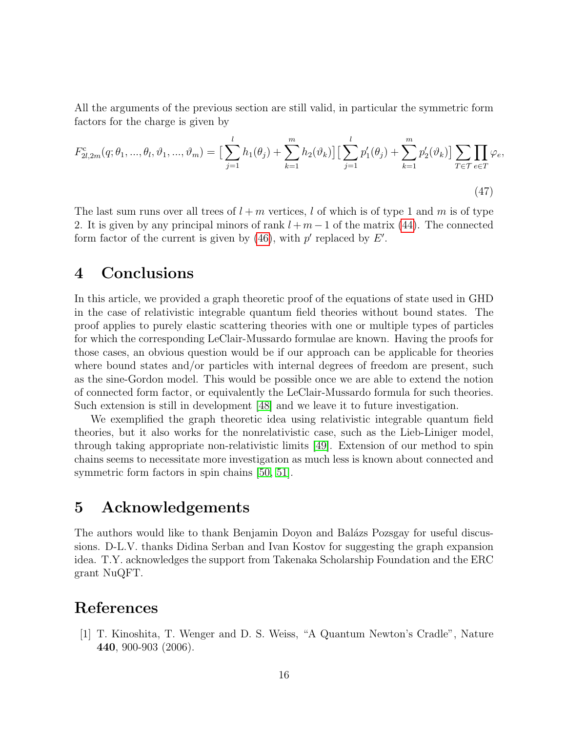All the arguments of the previous section are still valid, in particular the symmetric form factors for the charge is given by

$$F^{c}_{2l,2m}(q;\theta_1,...,\theta_l,\vartheta_1,...,\vartheta_m) = \Big[\sum_{j=1}^{l} h_1(\theta_j) + \sum_{k=1}^{m} h_2(\vartheta_k)\Big]\Big[\sum_{j=1}^{l} p_1'(\theta_j) + \sum_{k=1}^{m} p_2'(\vartheta_k)\Big] \sum_{T\in\mathcal{T}} \prod_{e\in T} \varphi_e, \tag{47}$$

The last sum runs over all trees of $l+m$ vertices, $l$ of which is of type 1 and $m$ is of type 2. It is given by any principal minors of rank $l+m-1$ of the matrix (44). The connected form factor of the current is given by (46), with $p'$ replaced by $E'$.

## 4 Conclusions

In this article, we provided a graph theoretic proof of the equations of state used in GHD in the case of relativistic integrable quantum field theories without bound states. The proof applies to purely elastic scattering theories with one or multiple types of particles for which the corresponding LeClair-Mussardo formulae are known. Having the proofs for those cases, an obvious question would be if our approach can be applicable for theories where bound states and/or particles with internal degrees of freedom are present, such as the sine-Gordon model. This would be possible once we are able to extend the notion of connected form factor, or equivalently the LeClair-Mussardo formula for such theories. Such extension is still in development [48] and we leave it to future investigation.

We exemplified the graph theoretic idea using relativistic integrable quantum field theories, but it also works for the nonrelativistic case, such as the Lieb-Liniger model, through taking appropriate non-relativistic limits [49]. Extension of our method to spin chains seems to necessitate more investigation as much less is known about connected and symmetric form factors in spin chains [50, 51].

## 5 Acknowledgements

The authors would like to thank Benjamin Doyon and Balázs Pozsgay for useful discussions. D-L.V. thanks Didina Serban and Ivan Kostov for suggesting the graph expansion idea. T.Y. acknowledges the support from Takenaka Scholarship Foundation and the ERC grant NuQFT.

## References

[1] T. Kinoshita, T. Wenger and D. S. Weiss, "A Quantum Newton's Cradle", Nature **440**, 900-903 (2006).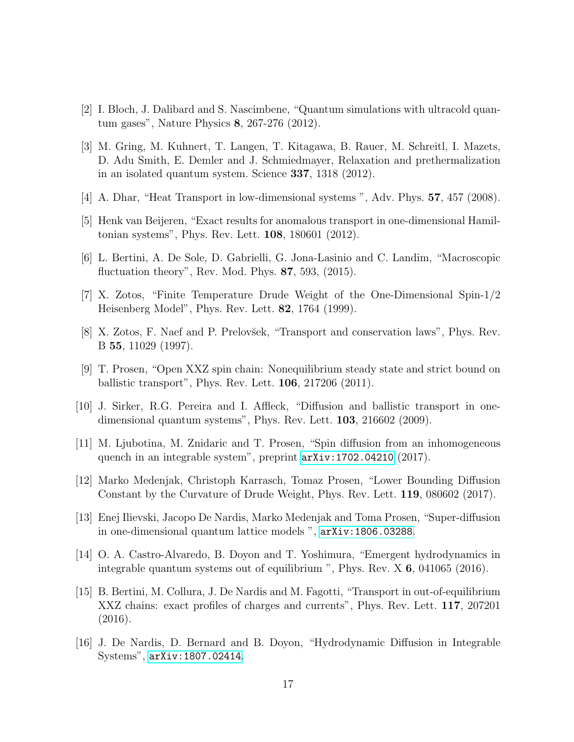[2] I. Bloch, J. Dalibard and S. Nascimbene, "Quantum simulations with ultracold quantum gases", Nature Physics **8**, 267-276 (2012).

[3] M. Gring, M. Kuhnert, T. Langen, T. Kitagawa, B. Rauer, M. Schreitl, I. Mazets, D. Adu Smith, E. Demler and J. Schmiedmayer, Relaxation and prethermalization in an isolated quantum system. Science **337**, 1318 (2012).

[4] A. Dhar, "Heat Transport in low-dimensional systems ", Adv. Phys. **57**, 457 (2008).

[5] Henk van Beijeren, "Exact results for anomalous transport in one-dimensional Hamiltonian systems", Phys. Rev. Lett. **108**, 180601 (2012).

[6] L. Bertini, A. De Sole, D. Gabrielli, G. Jona-Lasinio and C. Landim, "Macroscopic fluctuation theory", Rev. Mod. Phys. **87**, 593, (2015).

[7] X. Zotos, "Finite Temperature Drude Weight of the One-Dimensional Spin-1/2 Heisenberg Model", Phys. Rev. Lett. **82**, 1764 (1999).

[8] X. Zotos, F. Naef and P. Prelovšek, "Transport and conservation laws", Phys. Rev. B **55**, 11029 (1997).

[9] T. Prosen, "Open XXZ spin chain: Nonequilibrium steady state and strict bound on ballistic transport", Phys. Rev. Lett. **106**, 217206 (2011).

[10] J. Sirker, R.G. Pereira and I. Affleck, "Diffusion and ballistic transport in one-dimensional quantum systems", Phys. Rev. Lett. **103**, 216602 (2009).

[11] M. Ljubotina, M. Znidaric and T. Prosen, "Spin diffusion from an inhomogeneous quench in an integrable system", preprint arXiv:1702.04210 (2017).

[12] Marko Medenjak, Christoph Karrasch, Tomaz Prosen, "Lower Bounding Diffusion Constant by the Curvature of Drude Weight, Phys. Rev. Lett. **119**, 080602 (2017).

[13] Enej Ilievski, Jacopo De Nardis, Marko Medenjak and Toma Prosen, "Super-diffusion in one-dimensional quantum lattice models ", arXiv:1806.03288.

[14] O. A. Castro-Alvaredo, B. Doyon and T. Yoshimura, "Emergent hydrodynamics in integrable quantum systems out of equilibrium ", Phys. Rev. X **6**, 041065 (2016).

[15] B. Bertini, M. Collura, J. De Nardis and M. Fagotti, "Transport in out-of-equilibrium XXZ chains: exact profiles of charges and currents", Phys. Rev. Lett. **117**, 207201 (2016).

[16] J. De Nardis, D. Bernard and B. Doyon, "Hydrodynamic Diffusion in Integrable Systems", arXiv:1807.02414.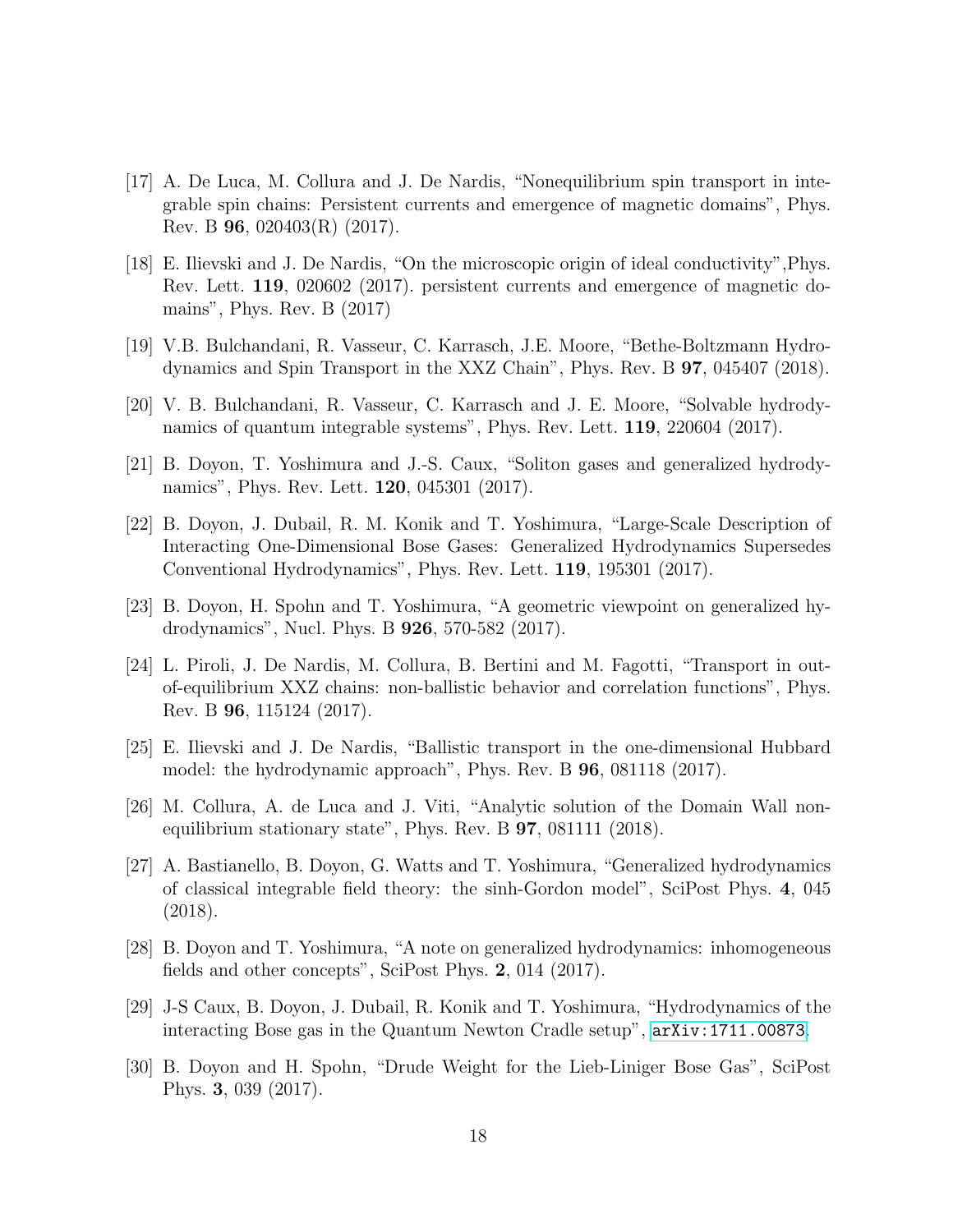[17] A. De Luca, M. Collura and J. De Nardis, "Nonequilibrium spin transport in integrable spin chains: Persistent currents and emergence of magnetic domains", Phys. Rev. B **96**, 020403(R) (2017).

[18] E. Ilievski and J. De Nardis, "On the microscopic origin of ideal conductivity",Phys. Rev. Lett. **119**, 020602 (2017). persistent currents and emergence of magnetic domains", Phys. Rev. B (2017)

[19] V.B. Bulchandani, R. Vasseur, C. Karrasch, J.E. Moore, "Bethe-Boltzmann Hydrodynamics and Spin Transport in the XXZ Chain", Phys. Rev. B **97**, 045407 (2018).

[20] V. B. Bulchandani, R. Vasseur, C. Karrasch and J. E. Moore, "Solvable hydrodynamics of quantum integrable systems", Phys. Rev. Lett. **119**, 220604 (2017).

[21] B. Doyon, T. Yoshimura and J.-S. Caux, "Soliton gases and generalized hydrodynamics", Phys. Rev. Lett. **120**, 045301 (2017).

[22] B. Doyon, J. Dubail, R. M. Konik and T. Yoshimura, "Large-Scale Description of Interacting One-Dimensional Bose Gases: Generalized Hydrodynamics Supersedes Conventional Hydrodynamics", Phys. Rev. Lett. **119**, 195301 (2017).

[23] B. Doyon, H. Spohn and T. Yoshimura, "A geometric viewpoint on generalized hydrodynamics", Nucl. Phys. B **926**, 570-582 (2017).

[24] L. Piroli, J. De Nardis, M. Collura, B. Bertini and M. Fagotti, "Transport in out-of-equilibrium XXZ chains: non-ballistic behavior and correlation functions", Phys. Rev. B **96**, 115124 (2017).

[25] E. Ilievski and J. De Nardis, "Ballistic transport in the one-dimensional Hubbard model: the hydrodynamic approach", Phys. Rev. B **96**, 081118 (2017).

[26] M. Collura, A. de Luca and J. Viti, "Analytic solution of the Domain Wall non-equilibrium stationary state", Phys. Rev. B **97**, 081111 (2018).

[27] A. Bastianello, B. Doyon, G. Watts and T. Yoshimura, "Generalized hydrodynamics of classical integrable field theory: the sinh-Gordon model", SciPost Phys. **4**, 045 (2018).

[28] B. Doyon and T. Yoshimura, "A note on generalized hydrodynamics: inhomogeneous fields and other concepts", SciPost Phys. **2**, 014 (2017).

[29] J-S Caux, B. Doyon, J. Dubail, R. Konik and T. Yoshimura, "Hydrodynamics of the interacting Bose gas in the Quantum Newton Cradle setup", arXiv:1711.00873.

[30] B. Doyon and H. Spohn, "Drude Weight for the Lieb-Liniger Bose Gas", SciPost Phys. **3**, 039 (2017).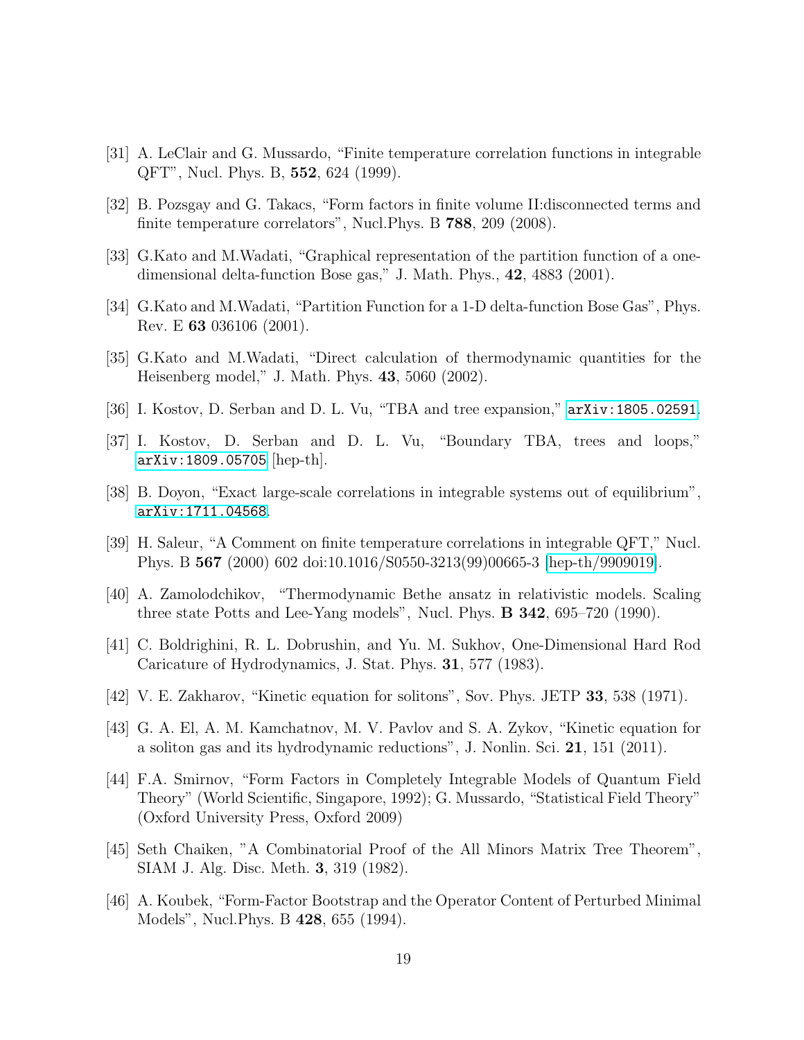[31] A. LeClair and G. Mussardo, "Finite temperature correlation functions in integrable QFT", Nucl. Phys. B, **552**, 624 (1999).

[32] B. Pozsgay and G. Takacs, "Form factors in finite volume II:disconnected terms and finite temperature correlators", Nucl.Phys. B **788**, 209 (2008).

[33] G.Kato and M.Wadati, "Graphical representation of the partition function of a one-dimensional delta-function Bose gas," J. Math. Phys., **42**, 4883 (2001).

[34] G.Kato and M.Wadati, "Partition Function for a 1-D delta-function Bose Gas", Phys. Rev. E **63** 036106 (2001).

[35] G.Kato and M.Wadati, "Direct calculation of thermodynamic quantities for the Heisenberg model," J. Math. Phys. **43**, 5060 (2002).

[36] I. Kostov, D. Serban and D. L. Vu, "TBA and tree expansion," arXiv:1805.02591.

[37] I. Kostov, D. Serban and D. L. Vu, "Boundary TBA, trees and loops," arXiv:1809.05705 [hep-th].

[38] B. Doyon, "Exact large-scale correlations in integrable systems out of equilibrium", arXiv:1711.04568.

[39] H. Saleur, "A Comment on finite temperature correlations in integrable QFT," Nucl. Phys. B **567** (2000) 602 doi:10.1016/S0550-3213(99)00665-3 [hep-th/9909019].

[40] A. Zamolodchikov, "Thermodynamic Bethe ansatz in relativistic models. Scaling three state Potts and Lee-Yang models", Nucl. Phys. **B 342**, 695–720 (1990).

[41] C. Boldrighini, R. L. Dobrushin, and Yu. M. Sukhov, One-Dimensional Hard Rod Caricature of Hydrodynamics, J. Stat. Phys. **31**, 577 (1983).

[42] V. E. Zakharov, "Kinetic equation for solitons", Sov. Phys. JETP **33**, 538 (1971).

[43] G. A. El, A. M. Kamchatnov, M. V. Pavlov and S. A. Zykov, "Kinetic equation for a soliton gas and its hydrodynamic reductions", J. Nonlin. Sci. **21**, 151 (2011).

[44] F.A. Smirnov, "Form Factors in Completely Integrable Models of Quantum Field Theory" (World Scientific, Singapore, 1992); G. Mussardo, "Statistical Field Theory" (Oxford University Press, Oxford 2009)

[45] Seth Chaiken, "A Combinatorial Proof of the All Minors Matrix Tree Theorem", SIAM J. Alg. Disc. Meth. **3**, 319 (1982).

[46] A. Koubek, "Form-Factor Bootstrap and the Operator Content of Perturbed Minimal Models", Nucl.Phys. B **428**, 655 (1994).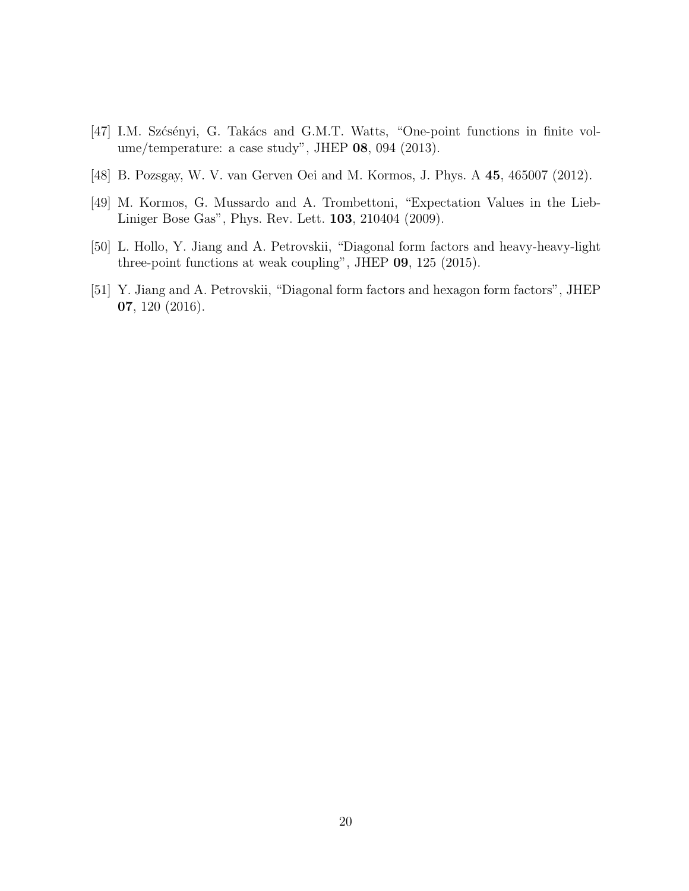[47] I.M. Szécsényi, G. Takács and G.M.T. Watts, "One-point functions in finite volume/temperature: a case study", JHEP **08**, 094 (2013).

[48] B. Pozsgay, W. V. van Gerven Oei and M. Kormos, J. Phys. A **45**, 465007 (2012).

[49] M. Kormos, G. Mussardo and A. Trombettoni, "Expectation Values in the Lieb-Liniger Bose Gas", Phys. Rev. Lett. **103**, 210404 (2009).

[50] L. Hollo, Y. Jiang and A. Petrovskii, "Diagonal form factors and heavy-heavy-light three-point functions at weak coupling", JHEP **09**, 125 (2015).

[51] Y. Jiang and A. Petrovskii, "Diagonal form factors and hexagon form factors", JHEP **07**, 120 (2016).